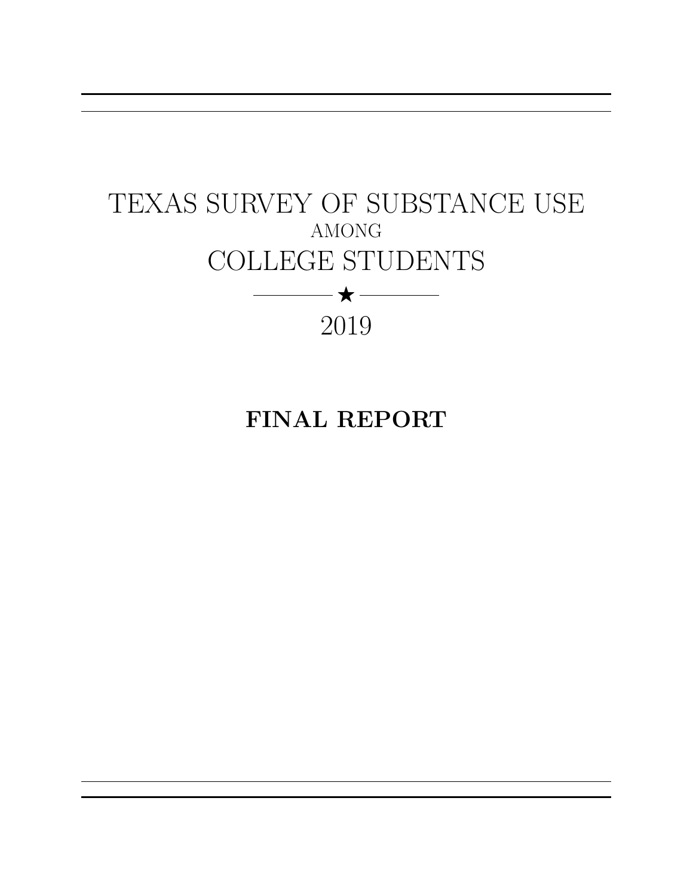# TEXAS SURVEY OF SUBSTANCE USE
AMONG
# COLLEGE STUDENTS

★

2019

**FINAL REPORT**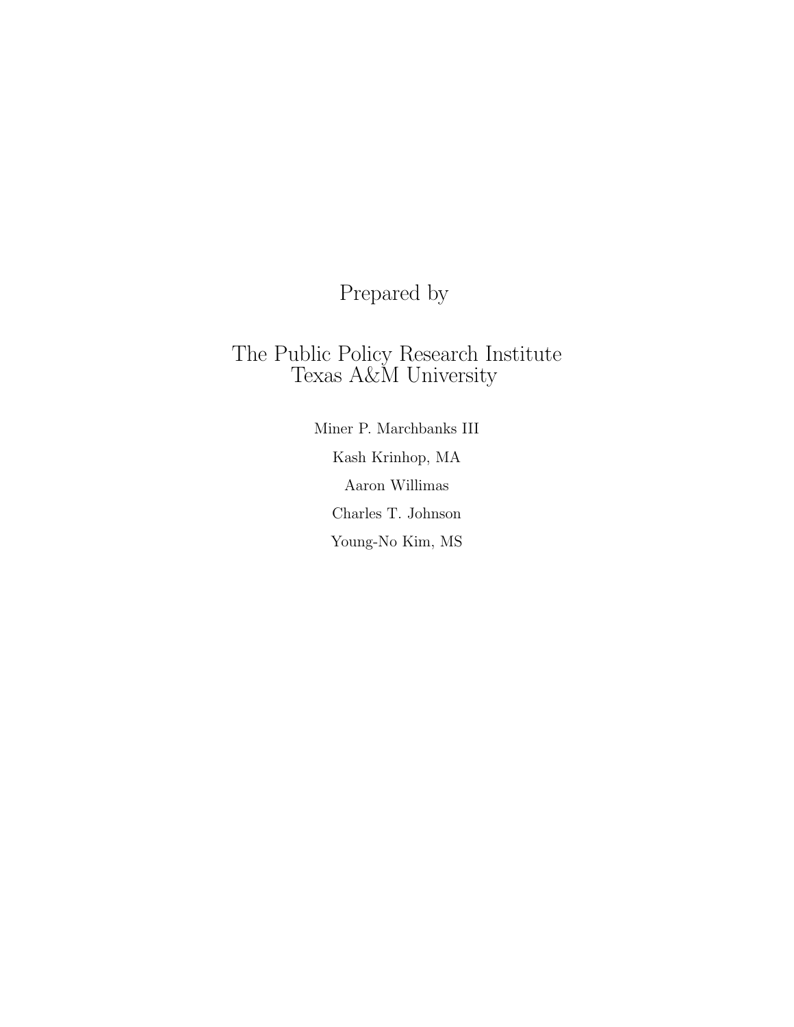Prepared by

The Public Policy Research Institute
Texas A&M University

Miner P. Marchbanks III

Kash Krinhop, MA

Aaron Willimas

Charles T. Johnson

Young-No Kim, MS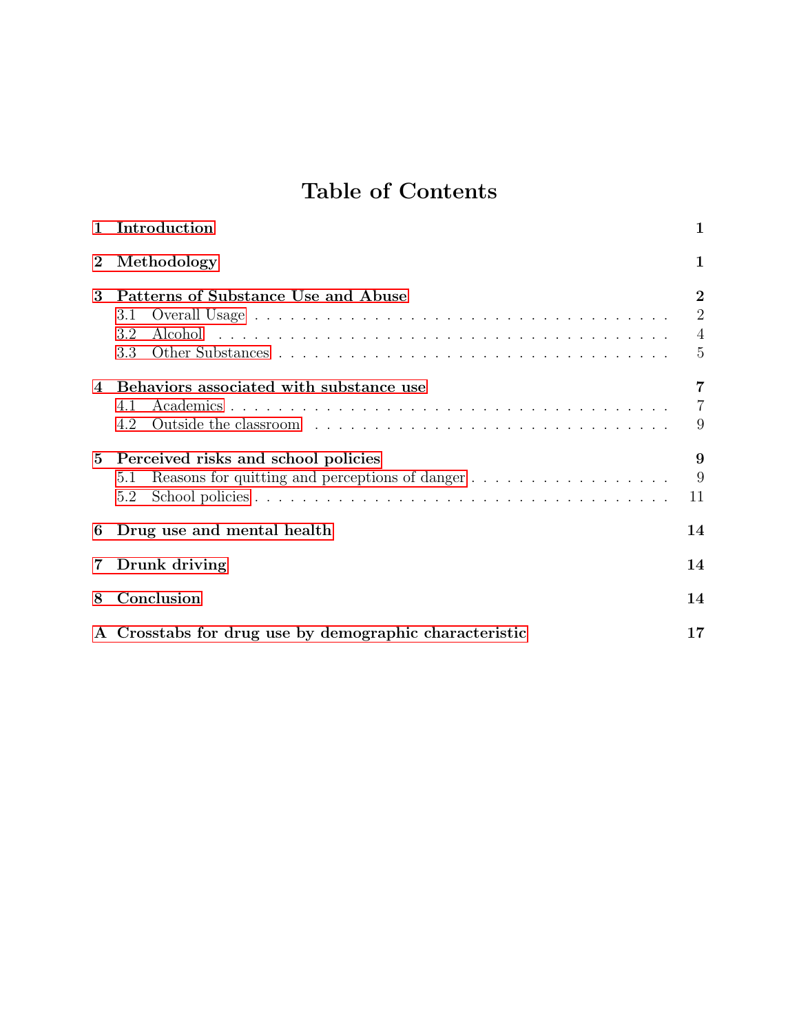# Table of Contents

**1 Introduction** **1**

**2 Methodology** **1**

**3 Patterns of Substance Use and Abuse** **2**
- 3.1 Overall Usage . . . . . . . . . . . . . . . . . . . . . . . . . . . . . . . . . . 2
- 3.2 Alcohol . . . . . . . . . . . . . . . . . . . . . . . . . . . . . . . . . . . . . 4
- 3.3 Other Substances . . . . . . . . . . . . . . . . . . . . . . . . . . . . . . . 5

**4 Behaviors associated with substance use** **7**
- 4.1 Academics . . . . . . . . . . . . . . . . . . . . . . . . . . . . . . . . . . 7
- 4.2 Outside the classroom . . . . . . . . . . . . . . . . . . . . . . . . . . . 9

**5 Perceived risks and school policies** **9**
- 5.1 Reasons for quitting and perceptions of danger . . . . . . . . . . . . . . . 9
- 5.2 School policies . . . . . . . . . . . . . . . . . . . . . . . . . . . . . . . 11

**6 Drug use and mental health** **14**

**7 Drunk driving** **14**

**8 Conclusion** **14**

**A Crosstabs for drug use by demographic characteristic** **17**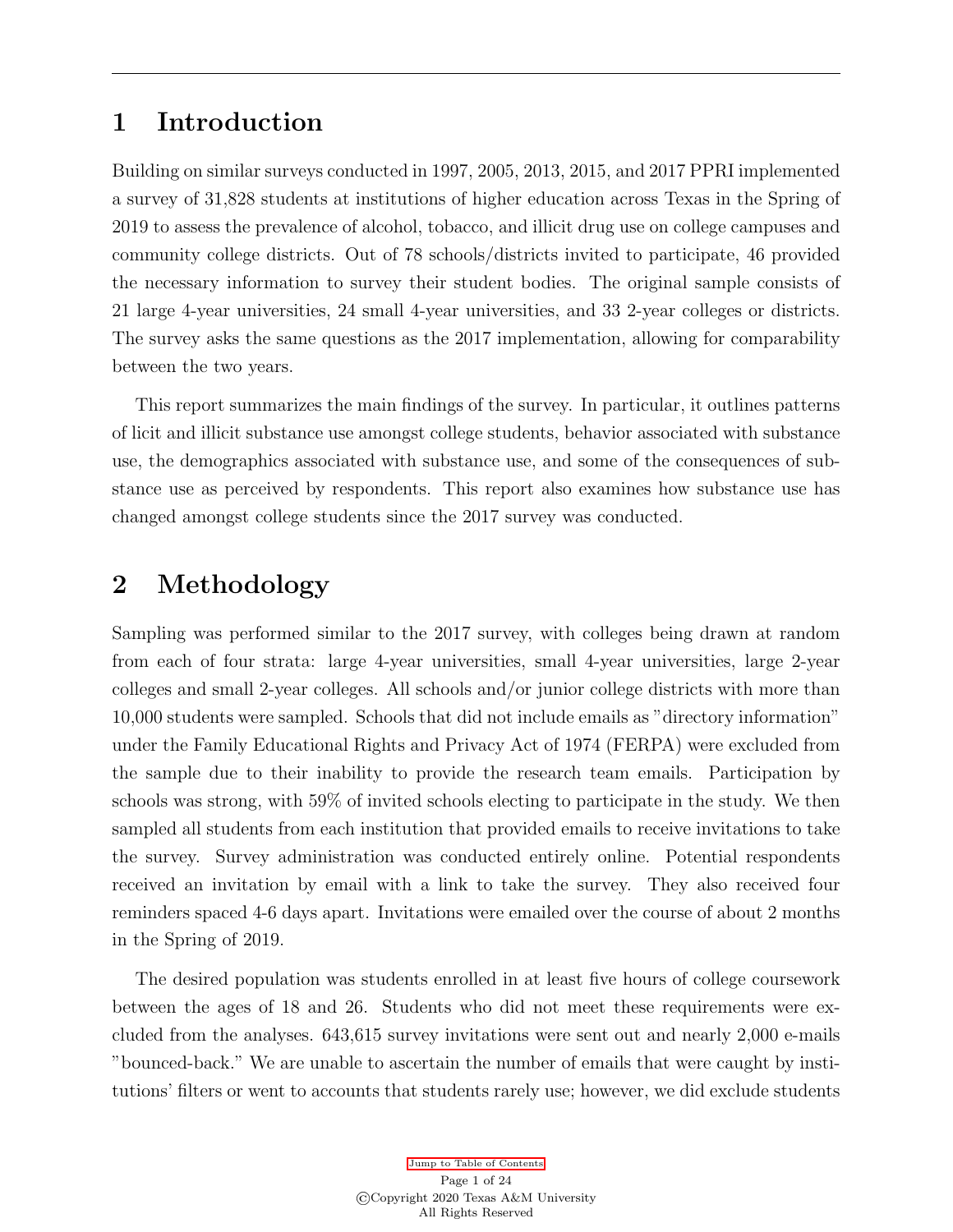# 1 Introduction

Building on similar surveys conducted in 1997, 2005, 2013, 2015, and 2017 PPRI implemented a survey of 31,828 students at institutions of higher education across Texas in the Spring of 2019 to assess the prevalence of alcohol, tobacco, and illicit drug use on college campuses and community college districts. Out of 78 schools/districts invited to participate, 46 provided the necessary information to survey their student bodies. The original sample consists of 21 large 4-year universities, 24 small 4-year universities, and 33 2-year colleges or districts. The survey asks the same questions as the 2017 implementation, allowing for comparability between the two years.

This report summarizes the main findings of the survey. In particular, it outlines patterns of licit and illicit substance use amongst college students, behavior associated with substance use, the demographics associated with substance use, and some of the consequences of substance use as perceived by respondents. This report also examines how substance use has changed amongst college students since the 2017 survey was conducted.

# 2 Methodology

Sampling was performed similar to the 2017 survey, with colleges being drawn at random from each of four strata: large 4-year universities, small 4-year universities, large 2-year colleges and small 2-year colleges. All schools and/or junior college districts with more than 10,000 students were sampled. Schools that did not include emails as "directory information" under the Family Educational Rights and Privacy Act of 1974 (FERPA) were excluded from the sample due to their inability to provide the research team emails. Participation by schools was strong, with 59% of invited schools electing to participate in the study. We then sampled all students from each institution that provided emails to receive invitations to take the survey. Survey administration was conducted entirely online. Potential respondents received an invitation by email with a link to take the survey. They also received four reminders spaced 4-6 days apart. Invitations were emailed over the course of about 2 months in the Spring of 2019.

The desired population was students enrolled in at least five hours of college coursework between the ages of 18 and 26. Students who did not meet these requirements were excluded from the analyses. 643,615 survey invitations were sent out and nearly 2,000 e-mails "bounced-back." We are unable to ascertain the number of emails that were caught by institutions' filters or went to accounts that students rarely use; however, we did exclude students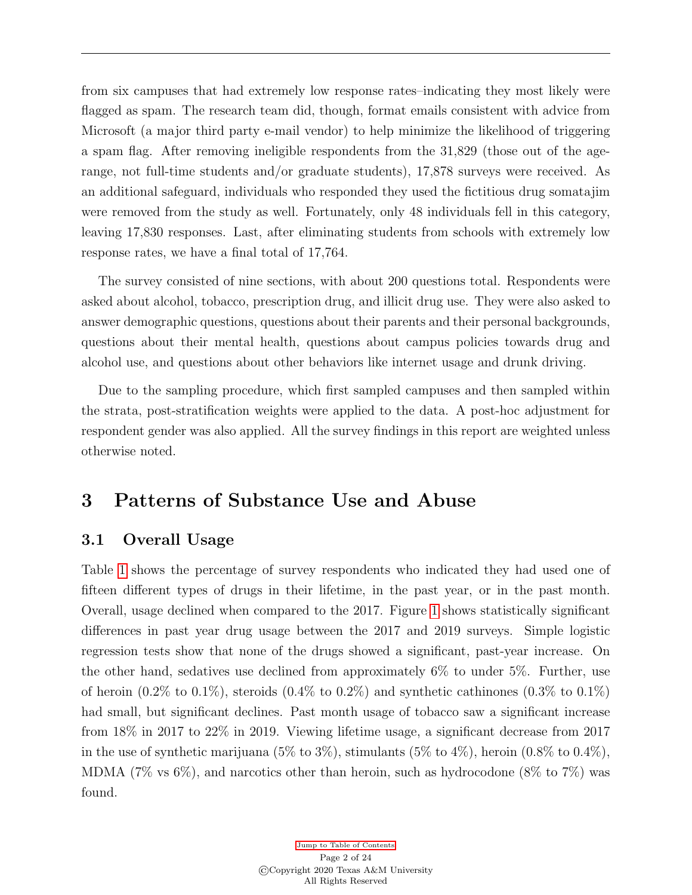from six campuses that had extremely low response rates–indicating they most likely were flagged as spam. The research team did, though, format emails consistent with advice from Microsoft (a major third party e-mail vendor) to help minimize the likelihood of triggering a spam flag. After removing ineligible respondents from the 31,829 (those out of the age-range, not full-time students and/or graduate students), 17,878 surveys were received. As an additional safeguard, individuals who responded they used the fictitious drug somatajim were removed from the study as well. Fortunately, only 48 individuals fell in this category, leaving 17,830 responses. Last, after eliminating students from schools with extremely low response rates, we have a final total of 17,764.

The survey consisted of nine sections, with about 200 questions total. Respondents were asked about alcohol, tobacco, prescription drug, and illicit drug use. They were also asked to answer demographic questions, questions about their parents and their personal backgrounds, questions about their mental health, questions about campus policies towards drug and alcohol use, and questions about other behaviors like internet usage and drunk driving.

Due to the sampling procedure, which first sampled campuses and then sampled within the strata, post-stratification weights were applied to the data. A post-hoc adjustment for respondent gender was also applied. All the survey findings in this report are weighted unless otherwise noted.

# 3 Patterns of Substance Use and Abuse

## 3.1 Overall Usage

Table 1 shows the percentage of survey respondents who indicated they had used one of fifteen different types of drugs in their lifetime, in the past year, or in the past month. Overall, usage declined when compared to the 2017. Figure 1 shows statistically significant differences in past year drug usage between the 2017 and 2019 surveys. Simple logistic regression tests show that none of the drugs showed a significant, past-year increase. On the other hand, sedatives use declined from approximately 6% to under 5%. Further, use of heroin (0.2% to 0.1%), steroids (0.4% to 0.2%) and synthetic cathinones (0.3% to 0.1%) had small, but significant declines. Past month usage of tobacco saw a significant increase from 18% in 2017 to 22% in 2019. Viewing lifetime usage, a significant decrease from 2017 in the use of synthetic marijuana (5% to 3%), stimulants (5% to 4%), heroin (0.8% to 0.4%), MDMA (7% vs 6%), and narcotics other than heroin, such as hydrocodone (8% to 7%) was found.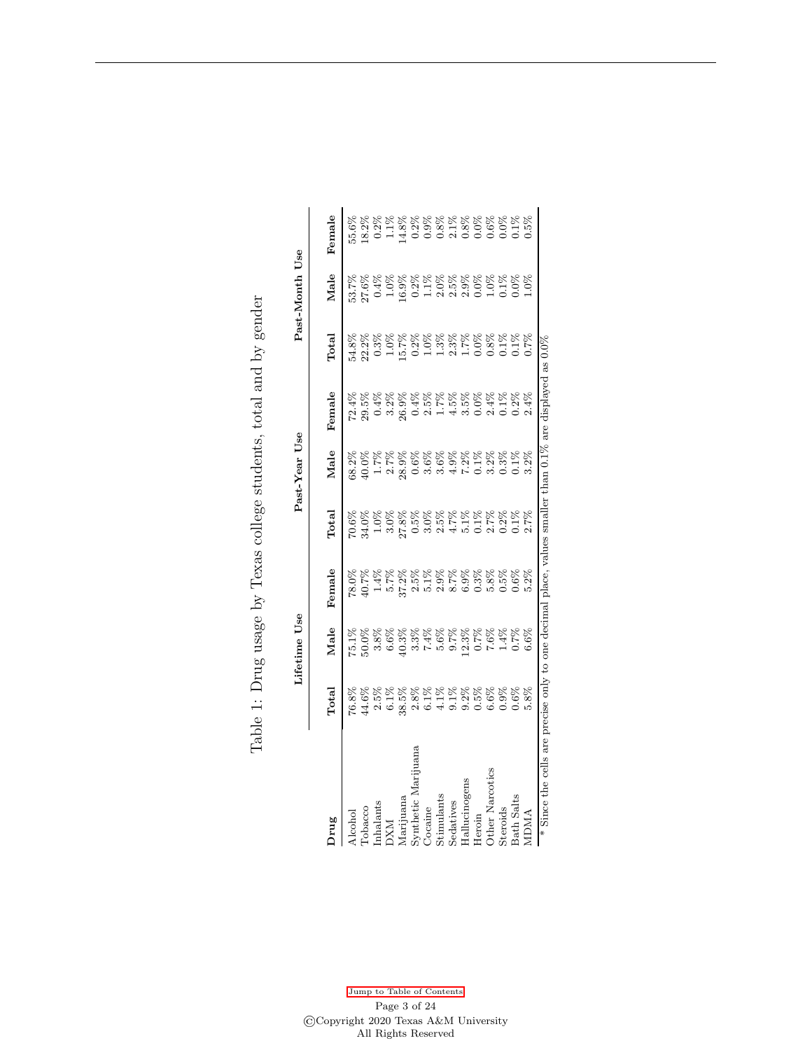Table 1: Drug usage by Texas college students, total and by gender

| Drug | Lifetime Use | | | Past-Year Use | | | Past-Month Use | | |
|---|---|---|---|---|---|---|---|---|---|
| | Total | Male | Female | Total | Male | Female | Total | Male | Female |
| Alcohol | 76.8% | 75.1% | 78.0% | 70.6% | 68.2% | 72.4% | 54.8% | 53.7% | 55.6% |
| Tobacco | 44.6% | 50.0% | 40.7% | 34.0% | 40.0% | 29.5% | 22.2% | 27.6% | 18.2% |
| Inhalants | 2.5% | 3.8% | 1.4% | 1.0% | 1.7% | 0.4% | 0.3% | 0.4% | 0.2% |
| DXM | 6.1% | 6.6% | 5.7% | 3.0% | 2.7% | 3.2% | 1.0% | 1.0% | 1.1% |
| Marijuana | 38.5% | 40.3% | 37.2% | 27.8% | 28.9% | 26.9% | 15.7% | 16.9% | 14.8% |
| Synthetic Marijuana | 2.8% | 3.3% | 2.5% | 0.5% | 0.6% | 0.4% | 0.2% | 0.2% | 0.2% |
| Cocaine | 6.1% | 7.4% | 5.1% | 3.0% | 3.6% | 2.5% | 1.0% | 1.1% | 0.9% |
| Stimulants | 4.1% | 5.6% | 2.9% | 2.5% | 3.6% | 1.7% | 1.3% | 2.0% | 0.8% |
| Sedatives | 9.1% | 9.7% | 8.7% | 4.7% | 4.9% | 4.5% | 2.3% | 2.5% | 2.1% |
| Hallucinogens | 9.2% | 12.3% | 6.9% | 5.1% | 7.2% | 3.5% | 1.7% | 2.9% | 0.8% |
| Heroin | 0.5% | 0.7% | 0.3% | 0.1% | 0.1% | 0.0% | 0.0% | 0.0% | 0.0% |
| Other Narcotics | 6.6% | 7.6% | 5.8% | 2.7% | 3.2% | 2.4% | 0.8% | 1.0% | 0.6% |
| Steroids | 0.9% | 1.4% | 0.5% | 0.2% | 0.3% | 0.1% | 0.1% | 0.1% | 0.0% |
| Bath Salts | 0.6% | 0.7% | 0.6% | 0.1% | 0.1% | 0.2% | 0.1% | 0.0% | 0.1% |
| MDMA | 5.8% | 6.6% | 5.2% | 2.7% | 3.2% | 2.4% | 0.7% | 1.0% | 0.5% |

* Since the cells are precise only to one decimal place, values smaller than 0.1% are displayed as 0.0%

Jump to Table of Contents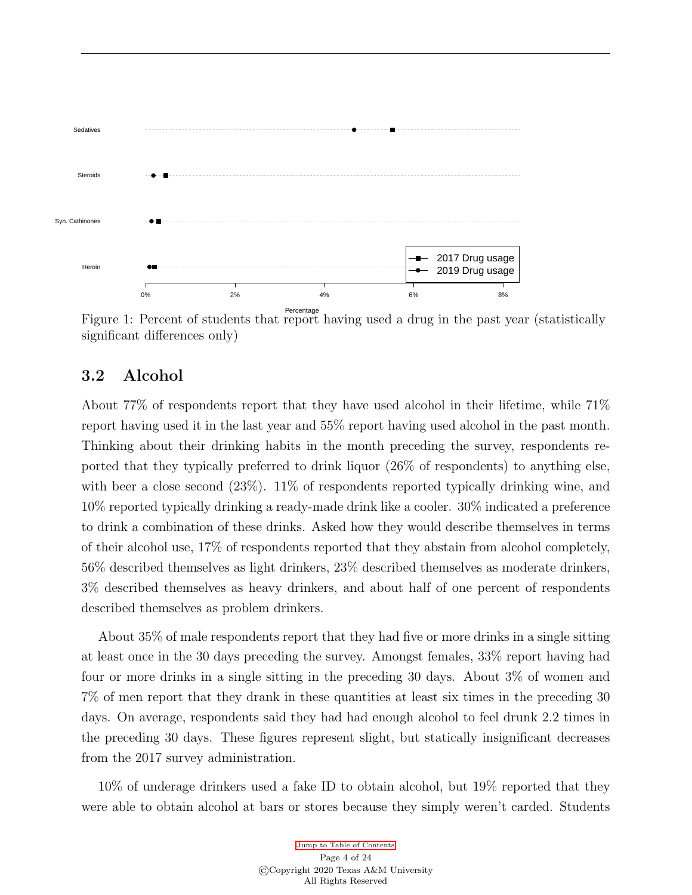Figure 1: Percent of students that report having used a drug in the past year (statistically significant differences only)

## 3.2 Alcohol

About 77% of respondents report that they have used alcohol in their lifetime, while 71% report having used it in the last year and 55% report having used alcohol in the past month. Thinking about their drinking habits in the month preceding the survey, respondents reported that they typically preferred to drink liquor (26% of respondents) to anything else, with beer a close second (23%). 11% of respondents reported typically drinking wine, and 10% reported typically drinking a ready-made drink like a cooler. 30% indicated a preference to drink a combination of these drinks. Asked how they would describe themselves in terms of their alcohol use, 17% of respondents reported that they abstain from alcohol completely, 56% described themselves as light drinkers, 23% described themselves as moderate drinkers, 3% described themselves as heavy drinkers, and about half of one percent of respondents described themselves as problem drinkers.

About 35% of male respondents report that they had five or more drinks in a single sitting at least once in the 30 days preceding the survey. Amongst females, 33% report having had four or more drinks in a single sitting in the preceding 30 days. About 3% of women and 7% of men report that they drank in these quantities at least six times in the preceding 30 days. On average, respondents said they had had enough alcohol to feel drunk 2.2 times in the preceding 30 days. These figures represent slight, but statically insignificant decreases from the 2017 survey administration.

10% of underage drinkers used a fake ID to obtain alcohol, but 19% reported that they were able to obtain alcohol at bars or stores because they simply weren't carded. Students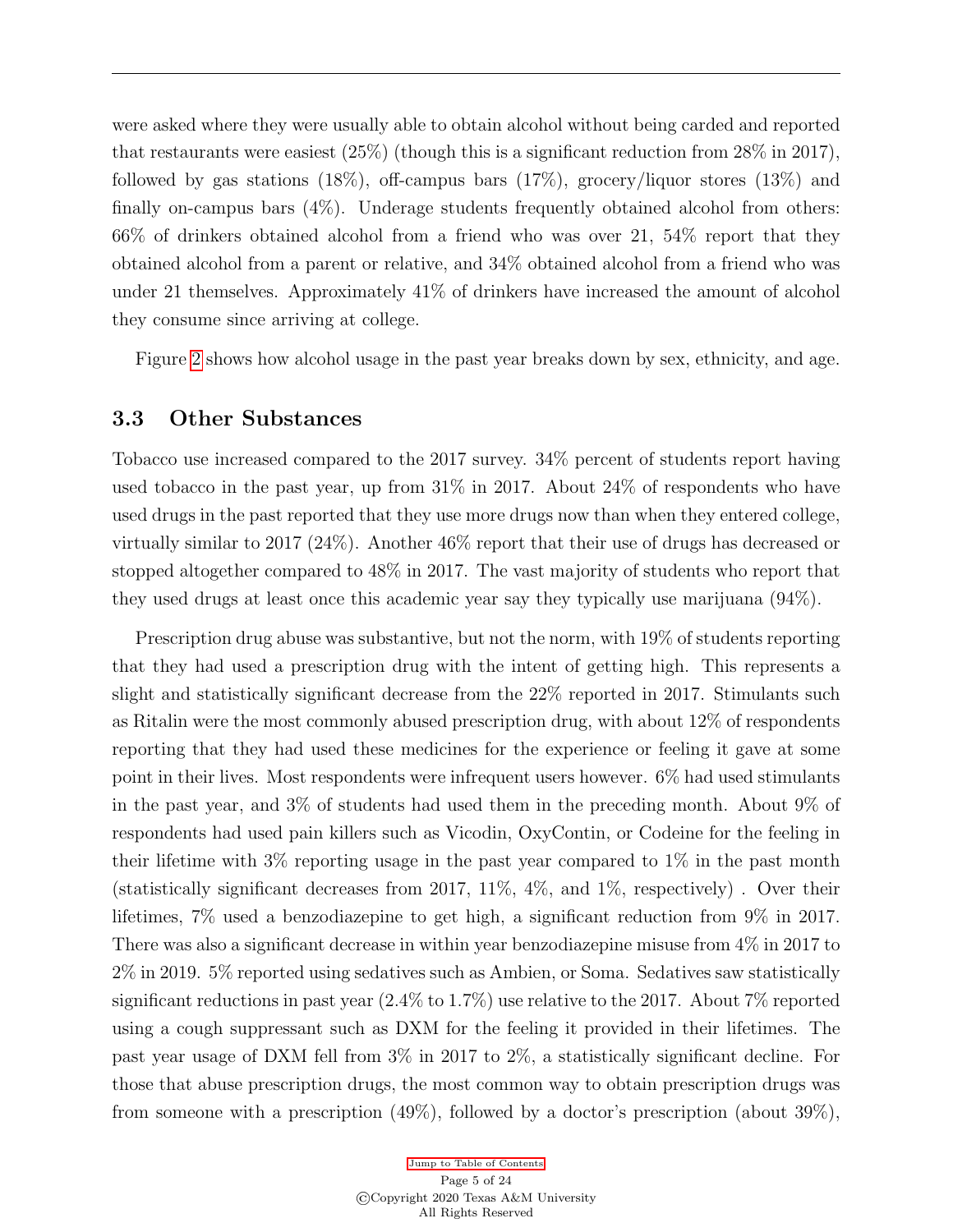were asked where they were usually able to obtain alcohol without being carded and reported that restaurants were easiest (25%) (though this is a significant reduction from 28% in 2017), followed by gas stations (18%), off-campus bars (17%), grocery/liquor stores (13%) and finally on-campus bars (4%). Underage students frequently obtained alcohol from others: 66% of drinkers obtained alcohol from a friend who was over 21, 54% report that they obtained alcohol from a parent or relative, and 34% obtained alcohol from a friend who was under 21 themselves. Approximately 41% of drinkers have increased the amount of alcohol they consume since arriving at college.

Figure 2 shows how alcohol usage in the past year breaks down by sex, ethnicity, and age.

### 3.3 Other Substances

Tobacco use increased compared to the 2017 survey. 34% percent of students report having used tobacco in the past year, up from 31% in 2017. About 24% of respondents who have used drugs in the past reported that they use more drugs now than when they entered college, virtually similar to 2017 (24%). Another 46% report that their use of drugs has decreased or stopped altogether compared to 48% in 2017. The vast majority of students who report that they used drugs at least once this academic year say they typically use marijuana (94%).

Prescription drug abuse was substantive, but not the norm, with 19% of students reporting that they had used a prescription drug with the intent of getting high. This represents a slight and statistically significant decrease from the 22% reported in 2017. Stimulants such as Ritalin were the most commonly abused prescription drug, with about 12% of respondents reporting that they had used these medicines for the experience or feeling it gave at some point in their lives. Most respondents were infrequent users however. 6% had used stimulants in the past year, and 3% of students had used them in the preceding month. About 9% of respondents had used pain killers such as Vicodin, OxyContin, or Codeine for the feeling in their lifetime with 3% reporting usage in the past year compared to 1% in the past month (statistically significant decreases from 2017, 11%, 4%, and 1%, respectively) . Over their lifetimes, 7% used a benzodiazepine to get high, a significant reduction from 9% in 2017. There was also a significant decrease in within year benzodiazepine misuse from 4% in 2017 to 2% in 2019. 5% reported using sedatives such as Ambien, or Soma. Sedatives saw statistically significant reductions in past year (2.4% to 1.7%) use relative to the 2017. About 7% reported using a cough suppressant such as DXM for the feeling it provided in their lifetimes. The past year usage of DXM fell from 3% in 2017 to 2%, a statistically significant decline. For those that abuse prescription drugs, the most common way to obtain prescription drugs was from someone with a prescription (49%), followed by a doctor's prescription (about 39%),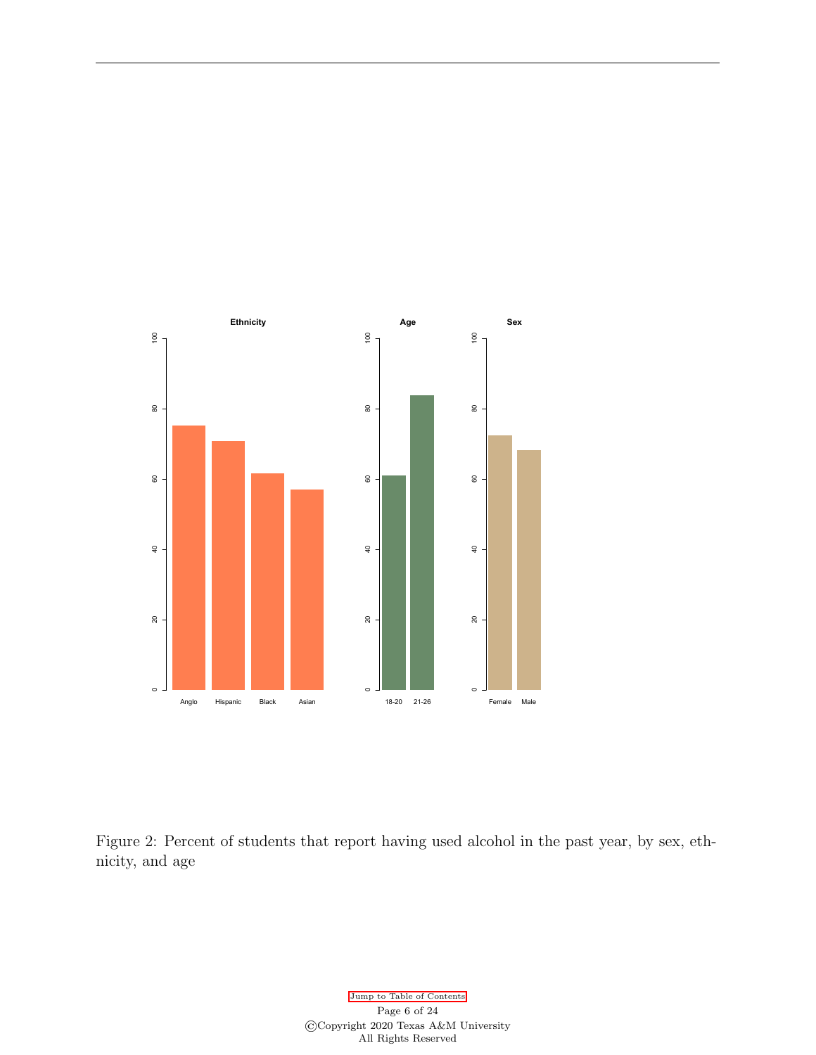Figure 2: Percent of students that report having used alcohol in the past year, by sex, ethnicity, and age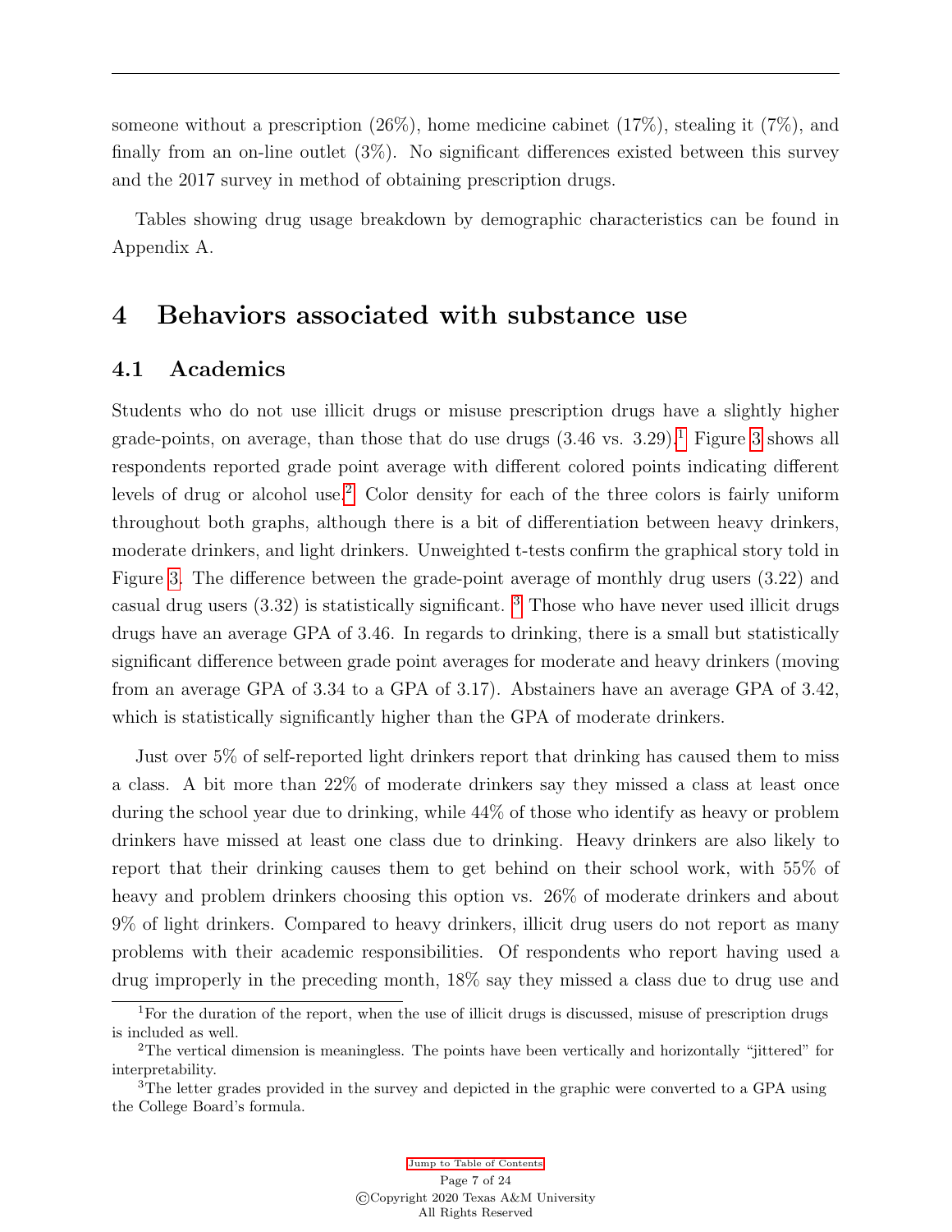someone without a prescription (26%), home medicine cabinet (17%), stealing it (7%), and finally from an on-line outlet (3%). No significant differences existed between this survey and the 2017 survey in method of obtaining prescription drugs.

Tables showing drug usage breakdown by demographic characteristics can be found in Appendix A.

# 4 Behaviors associated with substance use

## 4.1 Academics

Students who do not use illicit drugs or misuse prescription drugs have a slightly higher grade-points, on average, than those that do use drugs (3.46 vs. 3.29).[1] Figure 3 shows all respondents reported grade point average with different colored points indicating different levels of drug or alcohol use.[2] Color density for each of the three colors is fairly uniform throughout both graphs, although there is a bit of differentiation between heavy drinkers, moderate drinkers, and light drinkers. Unweighted t-tests confirm the graphical story told in Figure 3. The difference between the grade-point average of monthly drug users (3.22) and casual drug users (3.32) is statistically significant. [3] Those who have never used illicit drugs drugs have an average GPA of 3.46. In regards to drinking, there is a small but statistically significant difference between grade point averages for moderate and heavy drinkers (moving from an average GPA of 3.34 to a GPA of 3.17). Abstainers have an average GPA of 3.42, which is statistically significantly higher than the GPA of moderate drinkers.

Just over 5% of self-reported light drinkers report that drinking has caused them to miss a class. A bit more than 22% of moderate drinkers say they missed a class at least once during the school year due to drinking, while 44% of those who identify as heavy or problem drinkers have missed at least one class due to drinking. Heavy drinkers are also likely to report that their drinking causes them to get behind on their school work, with 55% of heavy and problem drinkers choosing this option vs. 26% of moderate drinkers and about 9% of light drinkers. Compared to heavy drinkers, illicit drug users do not report as many problems with their academic responsibilities. Of respondents who report having used a drug improperly in the preceding month, 18% say they missed a class due to drug use and

[1] For the duration of the report, when the use of illicit drugs is discussed, misuse of prescription drugs is included as well.

[2] The vertical dimension is meaningless. The points have been vertically and horizontally "jittered" for interpretability.

[3] The letter grades provided in the survey and depicted in the graphic were converted to a GPA using the College Board's formula.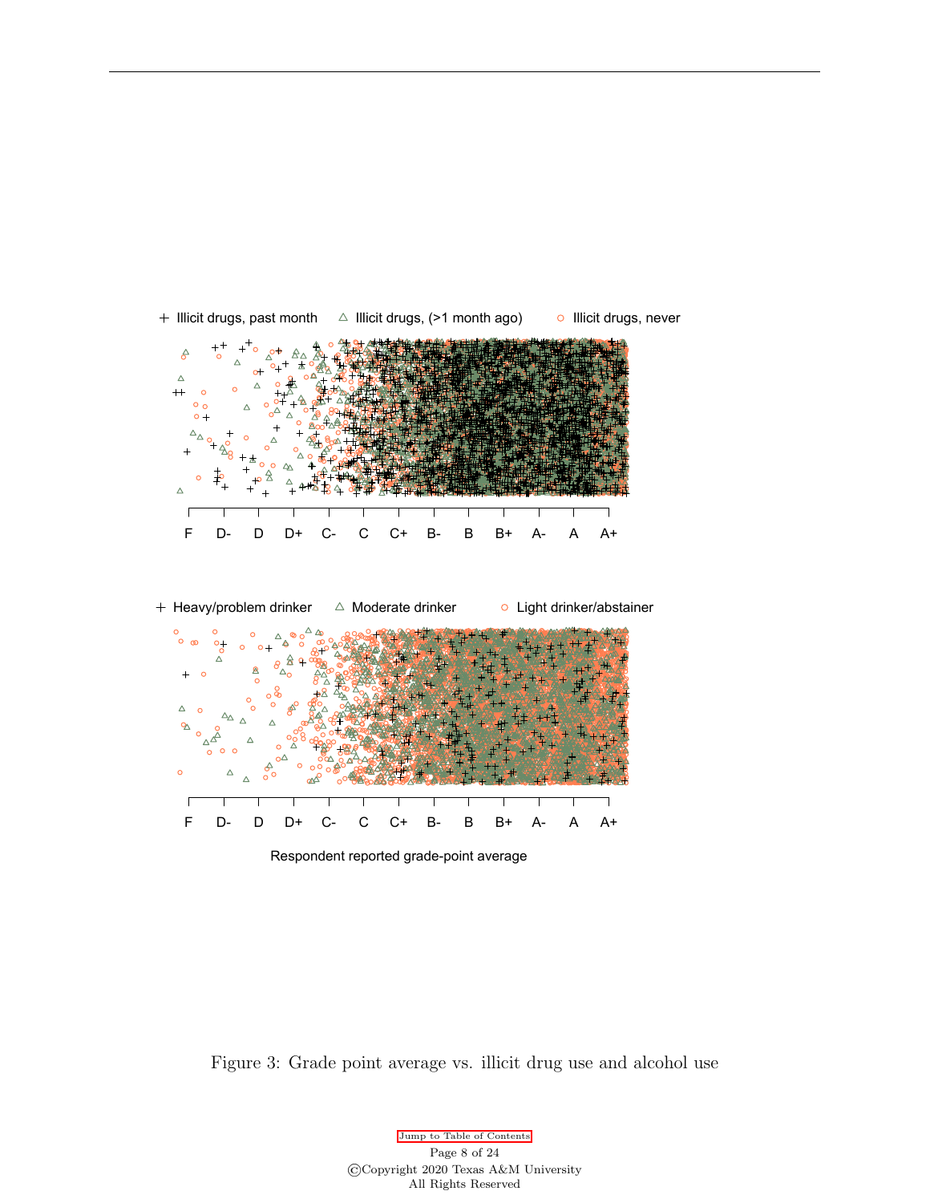Figure 3: Grade point average vs. illicit drug use and alcohol use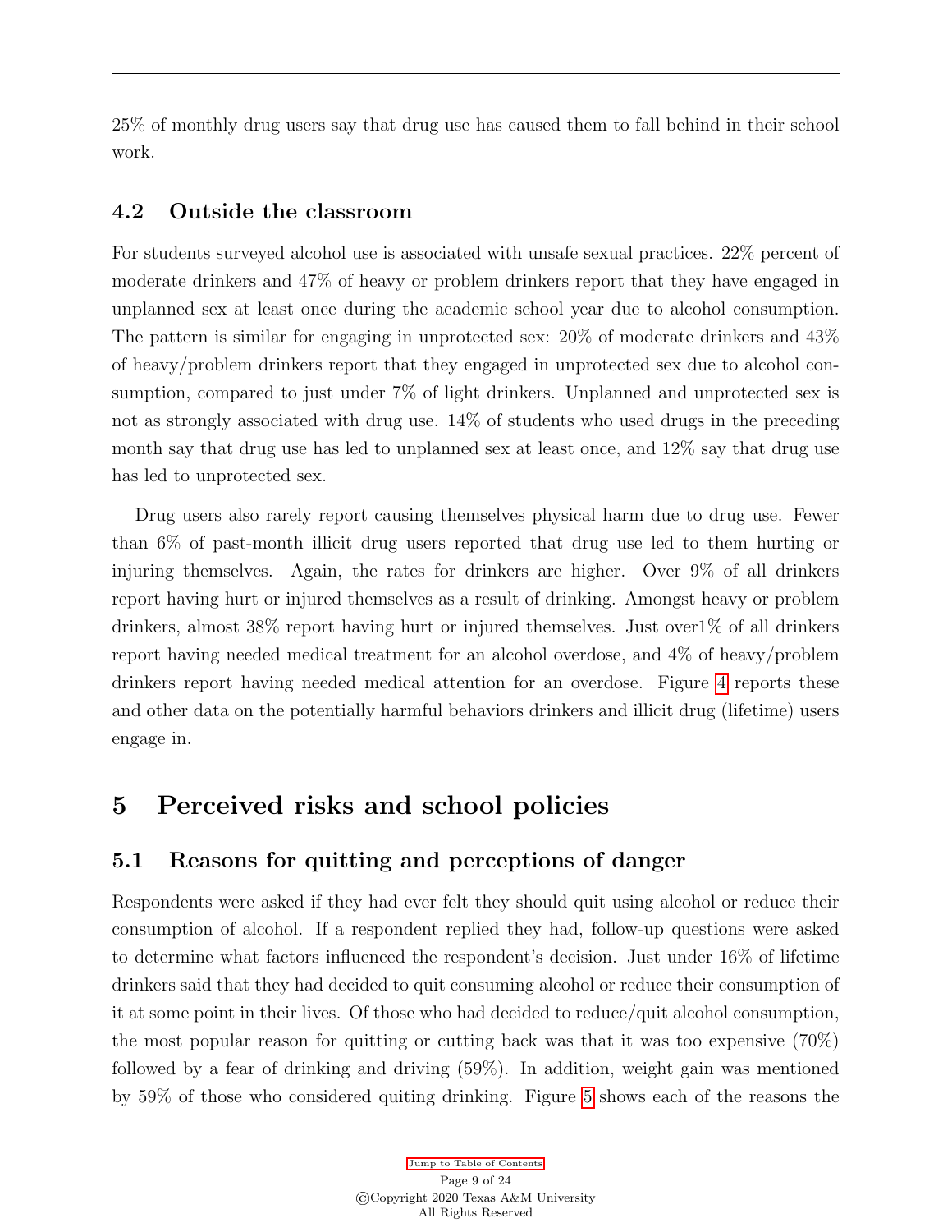25% of monthly drug users say that drug use has caused them to fall behind in their school work.

### 4.2 Outside the classroom

For students surveyed alcohol use is associated with unsafe sexual practices. 22% percent of moderate drinkers and 47% of heavy or problem drinkers report that they have engaged in unplanned sex at least once during the academic school year due to alcohol consumption. The pattern is similar for engaging in unprotected sex: 20% of moderate drinkers and 43% of heavy/problem drinkers report that they engaged in unprotected sex due to alcohol consumption, compared to just under 7% of light drinkers. Unplanned and unprotected sex is not as strongly associated with drug use. 14% of students who used drugs in the preceding month say that drug use has led to unplanned sex at least once, and 12% say that drug use has led to unprotected sex.

Drug users also rarely report causing themselves physical harm due to drug use. Fewer than 6% of past-month illicit drug users reported that drug use led to them hurting or injuring themselves. Again, the rates for drinkers are higher. Over 9% of all drinkers report having hurt or injured themselves as a result of drinking. Amongst heavy or problem drinkers, almost 38% report having hurt or injured themselves. Just over1% of all drinkers report having needed medical treatment for an alcohol overdose, and 4% of heavy/problem drinkers report having needed medical attention for an overdose. Figure 4 reports these and other data on the potentially harmful behaviors drinkers and illicit drug (lifetime) users engage in.

## 5 Perceived risks and school policies

### 5.1 Reasons for quitting and perceptions of danger

Respondents were asked if they had ever felt they should quit using alcohol or reduce their consumption of alcohol. If a respondent replied they had, follow-up questions were asked to determine what factors influenced the respondent's decision. Just under 16% of lifetime drinkers said that they had decided to quit consuming alcohol or reduce their consumption of it at some point in their lives. Of those who had decided to reduce/quit alcohol consumption, the most popular reason for quitting or cutting back was that it was too expensive (70%) followed by a fear of drinking and driving (59%). In addition, weight gain was mentioned by 59% of those who considered quiting drinking. Figure 5 shows each of the reasons the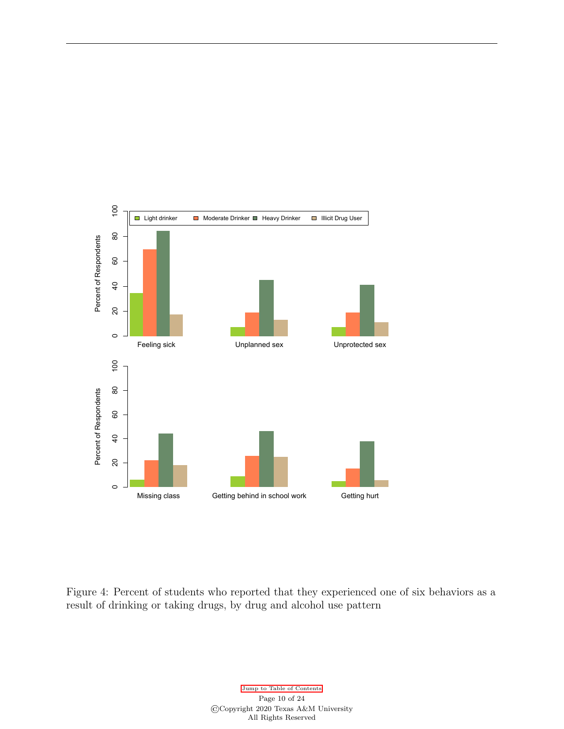Figure 4: Percent of students who reported that they experienced one of six behaviors as a result of drinking or taking drugs, by drug and alcohol use pattern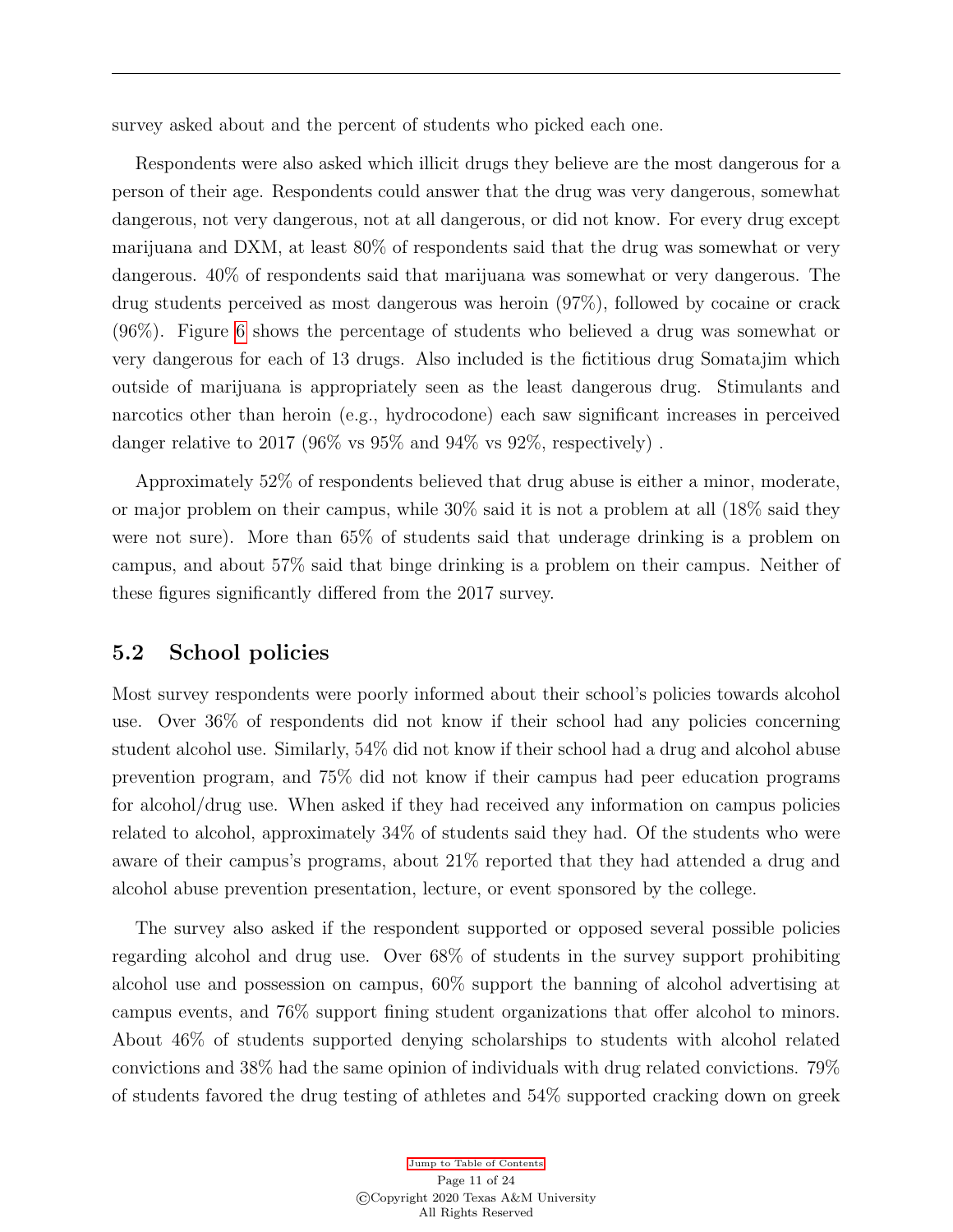survey asked about and the percent of students who picked each one.

Respondents were also asked which illicit drugs they believe are the most dangerous for a person of their age. Respondents could answer that the drug was very dangerous, somewhat dangerous, not very dangerous, not at all dangerous, or did not know. For every drug except marijuana and DXM, at least 80% of respondents said that the drug was somewhat or very dangerous. 40% of respondents said that marijuana was somewhat or very dangerous. The drug students perceived as most dangerous was heroin (97%), followed by cocaine or crack (96%). Figure 6 shows the percentage of students who believed a drug was somewhat or very dangerous for each of 13 drugs. Also included is the fictitious drug Somatajim which outside of marijuana is appropriately seen as the least dangerous drug. Stimulants and narcotics other than heroin (e.g., hydrocodone) each saw significant increases in perceived danger relative to 2017 (96% vs 95% and 94% vs 92%, respectively) .

Approximately 52% of respondents believed that drug abuse is either a minor, moderate, or major problem on their campus, while 30% said it is not a problem at all (18% said they were not sure). More than 65% of students said that underage drinking is a problem on campus, and about 57% said that binge drinking is a problem on their campus. Neither of these figures significantly differed from the 2017 survey.

## 5.2 School policies

Most survey respondents were poorly informed about their school's policies towards alcohol use. Over 36% of respondents did not know if their school had any policies concerning student alcohol use. Similarly, 54% did not know if their school had a drug and alcohol abuse prevention program, and 75% did not know if their campus had peer education programs for alcohol/drug use. When asked if they had received any information on campus policies related to alcohol, approximately 34% of students said they had. Of the students who were aware of their campus's programs, about 21% reported that they had attended a drug and alcohol abuse prevention presentation, lecture, or event sponsored by the college.

The survey also asked if the respondent supported or opposed several possible policies regarding alcohol and drug use. Over 68% of students in the survey support prohibiting alcohol use and possession on campus, 60% support the banning of alcohol advertising at campus events, and 76% support fining student organizations that offer alcohol to minors. About 46% of students supported denying scholarships to students with alcohol related convictions and 38% had the same opinion of individuals with drug related convictions. 79% of students favored the drug testing of athletes and 54% supported cracking down on greek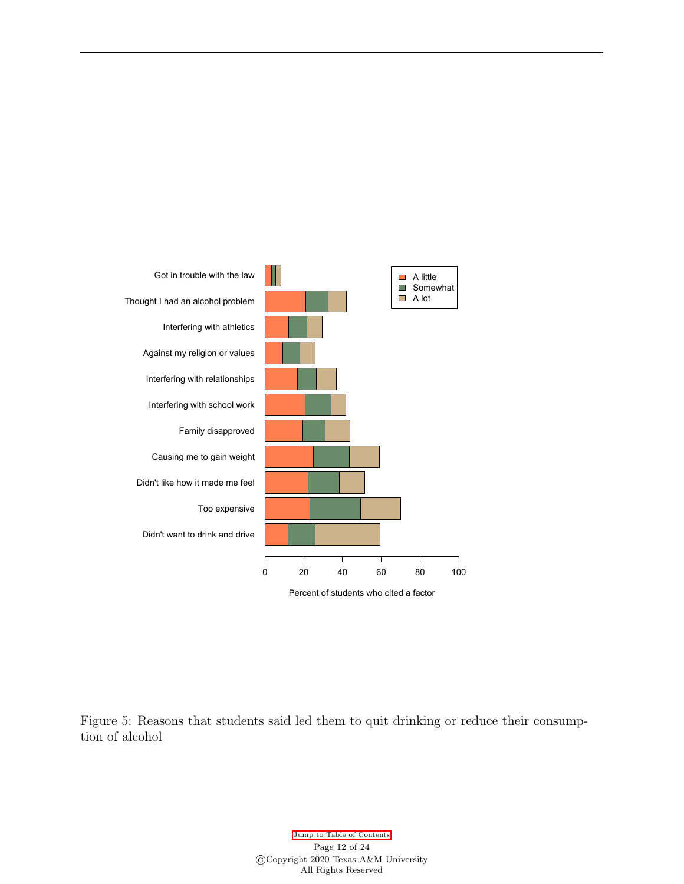Figure 5: Reasons that students said led them to quit drinking or reduce their consumption of alcohol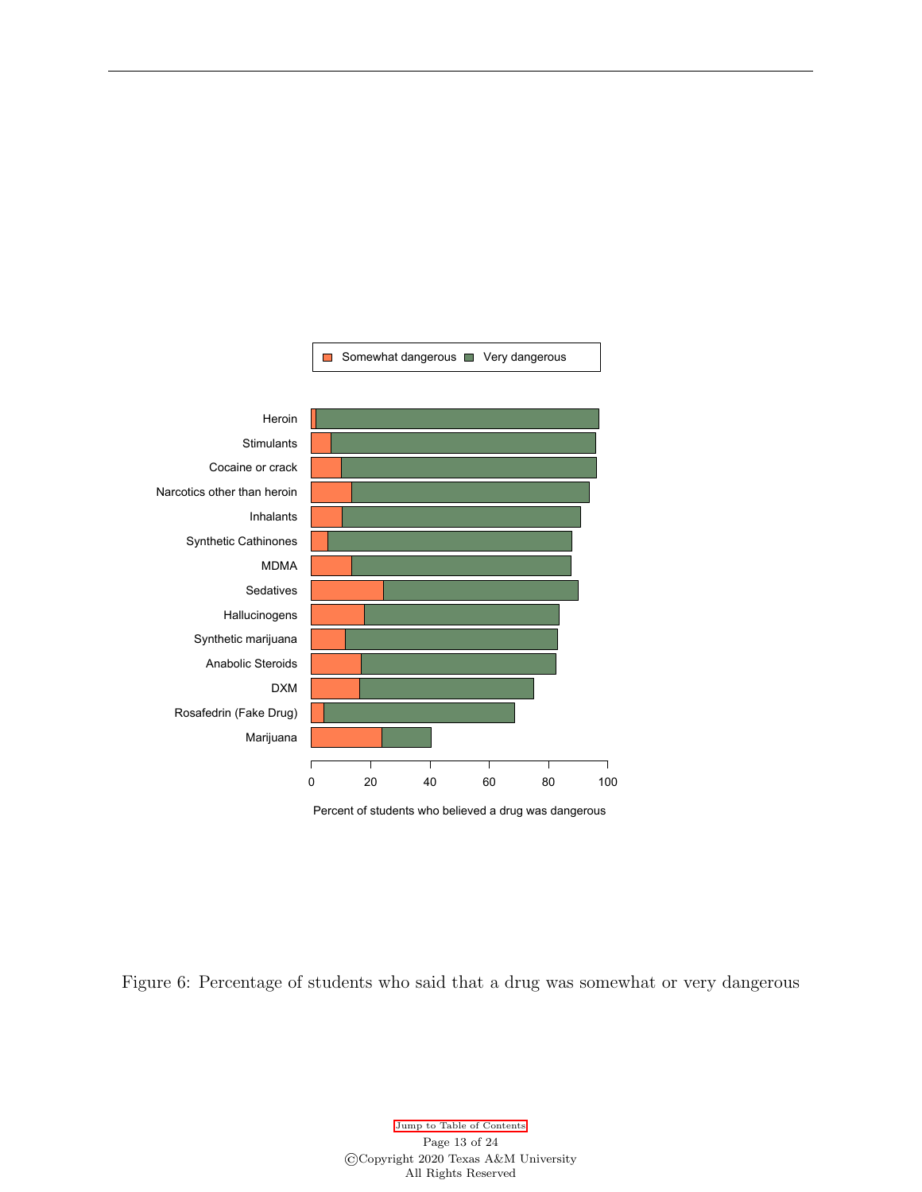Figure 6: Percentage of students who said that a drug was somewhat or very dangerous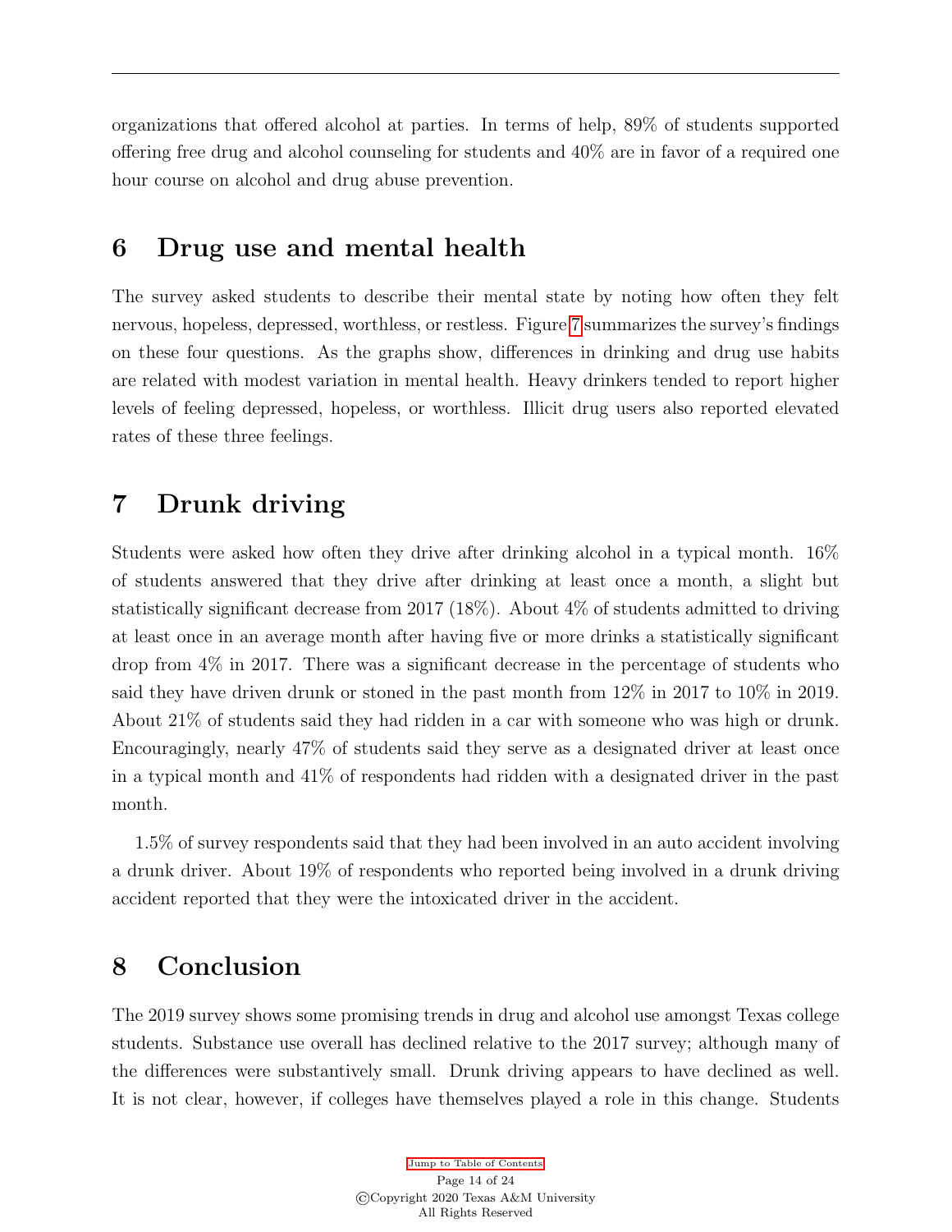organizations that offered alcohol at parties. In terms of help, 89% of students supported offering free drug and alcohol counseling for students and 40% are in favor of a required one hour course on alcohol and drug abuse prevention.

## 6 Drug use and mental health

The survey asked students to describe their mental state by noting how often they felt nervous, hopeless, depressed, worthless, or restless. Figure 7 summarizes the survey's findings on these four questions. As the graphs show, differences in drinking and drug use habits are related with modest variation in mental health. Heavy drinkers tended to report higher levels of feeling depressed, hopeless, or worthless. Illicit drug users also reported elevated rates of these three feelings.

## 7 Drunk driving

Students were asked how often they drive after drinking alcohol in a typical month. 16% of students answered that they drive after drinking at least once a month, a slight but statistically significant decrease from 2017 (18%). About 4% of students admitted to driving at least once in an average month after having five or more drinks a statistically significant drop from 4% in 2017. There was a significant decrease in the percentage of students who said they have driven drunk or stoned in the past month from 12% in 2017 to 10% in 2019. About 21% of students said they had ridden in a car with someone who was high or drunk. Encouragingly, nearly 47% of students said they serve as a designated driver at least once in a typical month and 41% of respondents had ridden with a designated driver in the past month.

1.5% of survey respondents said that they had been involved in an auto accident involving a drunk driver. About 19% of respondents who reported being involved in a drunk driving accident reported that they were the intoxicated driver in the accident.

## 8 Conclusion

The 2019 survey shows some promising trends in drug and alcohol use amongst Texas college students. Substance use overall has declined relative to the 2017 survey; although many of the differences were substantively small. Drunk driving appears to have declined as well. It is not clear, however, if colleges have themselves played a role in this change. Students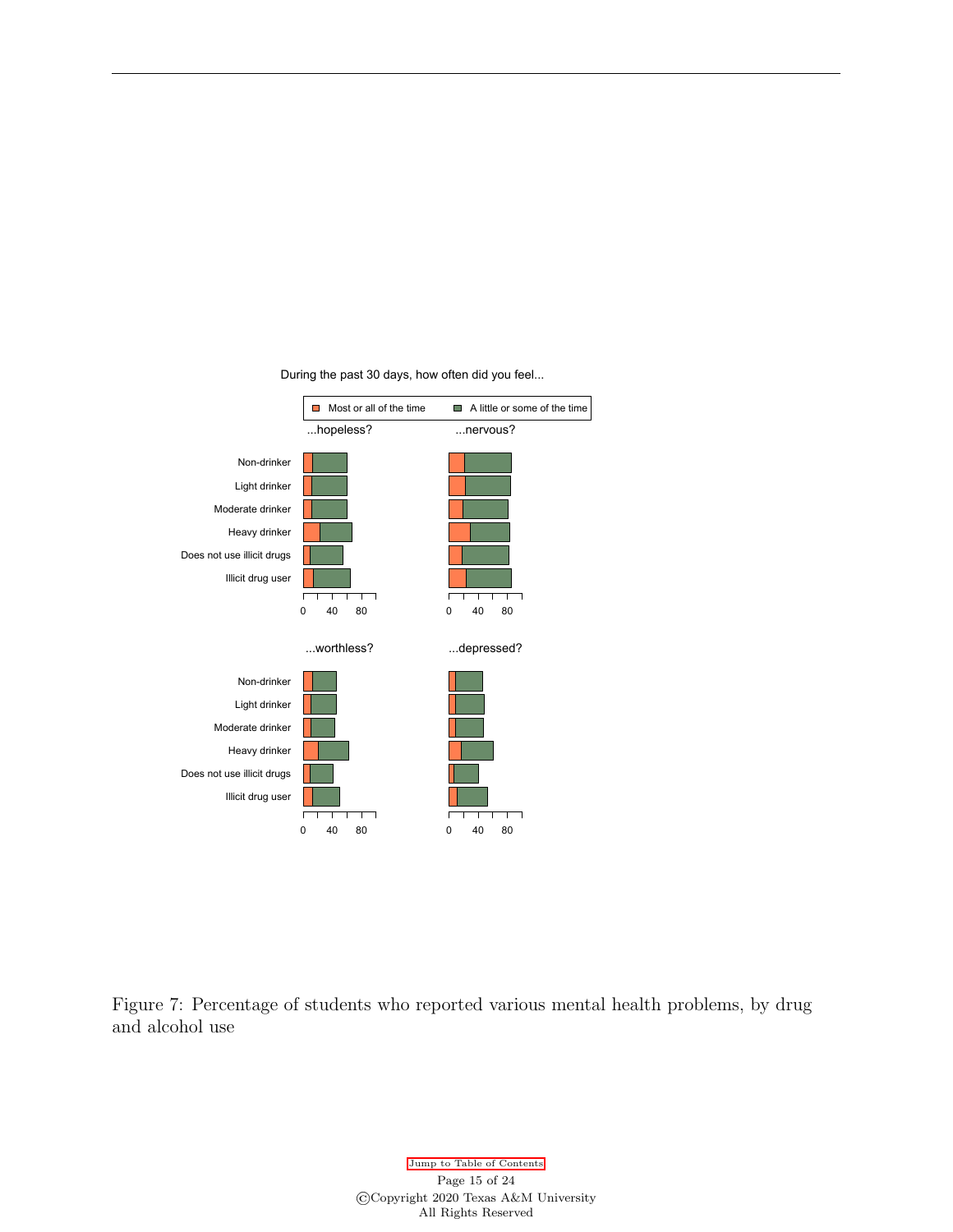During the past 30 days, how often did you feel...

Most or all of the time | A little or some of the time

...hopeless? ...nervous?

Non-drinker
Light drinker
Moderate drinker
Heavy drinker
Does not use illicit drugs
Illicit drug user

0 40 80 0 40 80

...worthless? ...depressed?

Non-drinker
Light drinker
Moderate drinker
Heavy drinker
Does not use illicit drugs
Illicit drug user

0 40 80 0 40 80

Figure 7: Percentage of students who reported various mental health problems, by drug and alcohol use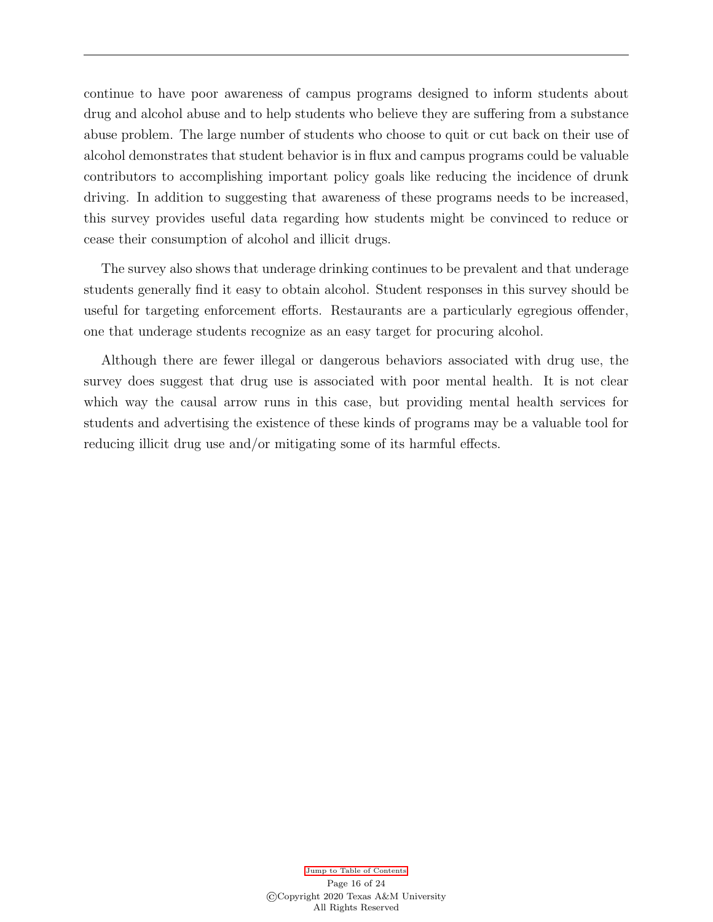continue to have poor awareness of campus programs designed to inform students about drug and alcohol abuse and to help students who believe they are suffering from a substance abuse problem. The large number of students who choose to quit or cut back on their use of alcohol demonstrates that student behavior is in flux and campus programs could be valuable contributors to accomplishing important policy goals like reducing the incidence of drunk driving. In addition to suggesting that awareness of these programs needs to be increased, this survey provides useful data regarding how students might be convinced to reduce or cease their consumption of alcohol and illicit drugs.

The survey also shows that underage drinking continues to be prevalent and that underage students generally find it easy to obtain alcohol. Student responses in this survey should be useful for targeting enforcement efforts. Restaurants are a particularly egregious offender, one that underage students recognize as an easy target for procuring alcohol.

Although there are fewer illegal or dangerous behaviors associated with drug use, the survey does suggest that drug use is associated with poor mental health. It is not clear which way the causal arrow runs in this case, but providing mental health services for students and advertising the existence of these kinds of programs may be a valuable tool for reducing illicit drug use and/or mitigating some of its harmful effects.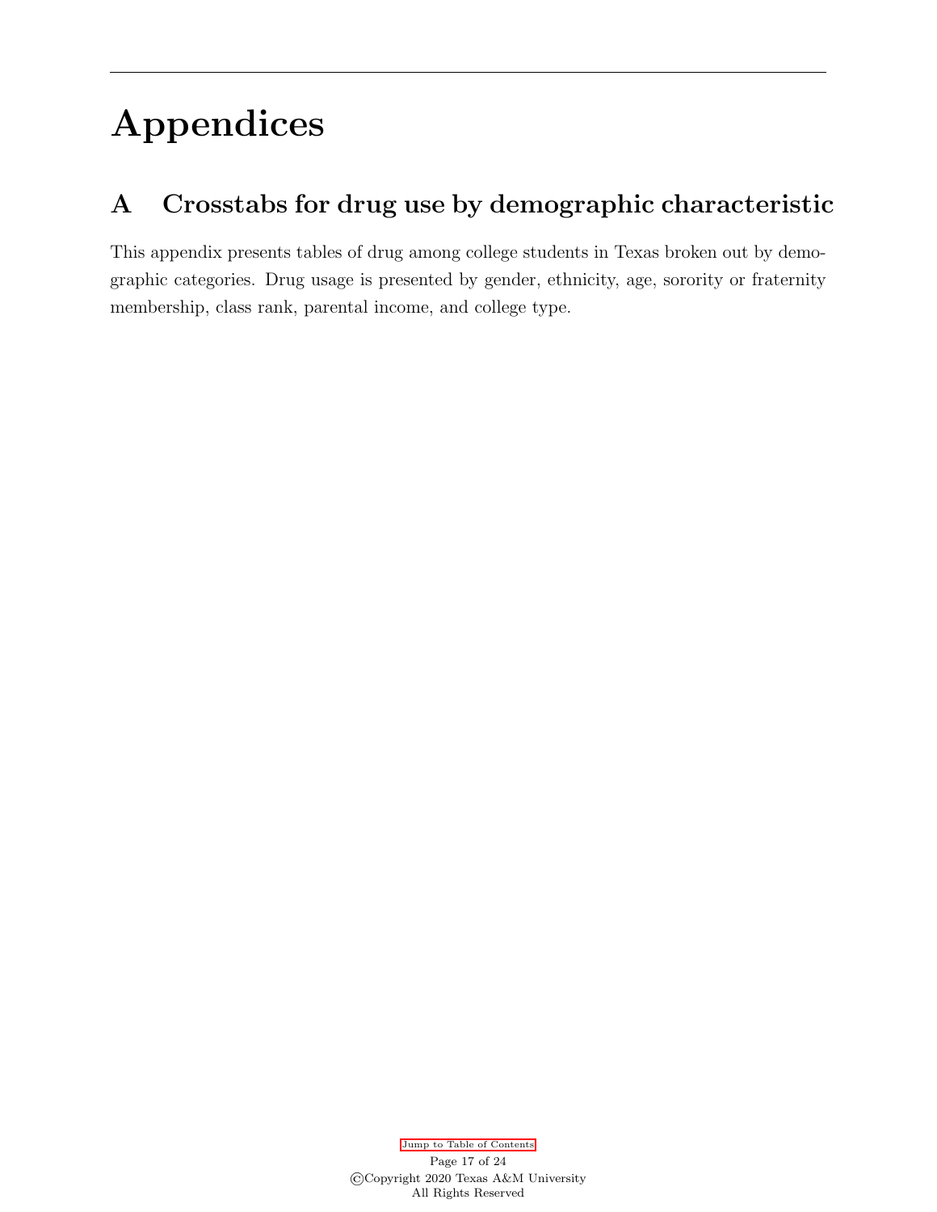# Appendices

## A Crosstabs for drug use by demographic characteristic

This appendix presents tables of drug among college students in Texas broken out by demographic categories. Drug usage is presented by gender, ethnicity, age, sorority or fraternity membership, class rank, parental income, and college type.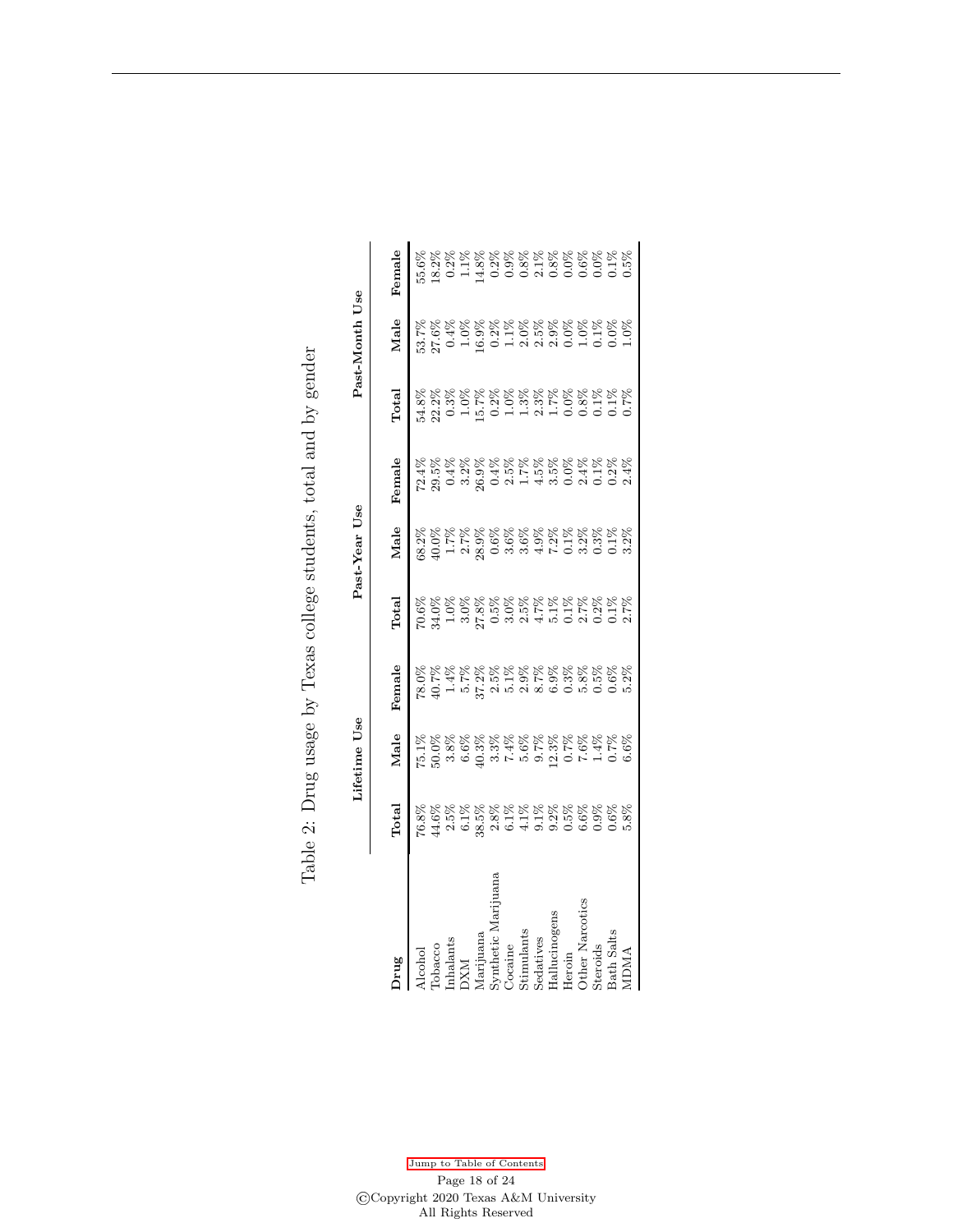Table 2: Drug usage by Texas college students, total and by gender

| Drug | Lifetime Use | | | Past-Year Use | | | Past-Month Use | | |
|---|---|---|---|---|---|---|---|---|---|
| | Total | Male | Female | Total | Male | Female | Total | Male | Female |
| Alcohol | 76.8% | 75.1% | 78.0% | 70.6% | 68.2% | 72.4% | 54.8% | 53.7% | 55.6% |
| Tobacco | 44.6% | 50.0% | 40.7% | 34.0% | 40.0% | 29.5% | 22.2% | 27.6% | 18.2% |
| Inhalants | 2.5% | 3.8% | 1.4% | 1.0% | 1.7% | 0.4% | 0.3% | 0.4% | 0.2% |
| DXM | 6.1% | 6.6% | 5.7% | 3.0% | 2.7% | 3.2% | 1.0% | 1.0% | 1.1% |
| Marijuana | 38.5% | 40.3% | 37.2% | 27.8% | 28.9% | 26.9% | 15.7% | 16.9% | 14.8% |
| Synthetic Marijuana | 2.8% | 3.3% | 2.5% | 0.5% | 0.6% | 0.4% | 0.2% | 0.2% | 0.2% |
| Cocaine | 6.1% | 7.4% | 5.1% | 3.0% | 3.6% | 2.5% | 1.0% | 1.1% | 0.9% |
| Stimulants | 4.1% | 5.6% | 2.9% | 2.5% | 3.6% | 1.7% | 1.3% | 2.0% | 0.8% |
| Sedatives | 9.1% | 9.7% | 8.7% | 4.7% | 4.9% | 4.5% | 2.3% | 2.5% | 2.1% |
| Hallucinogens | 9.2% | 12.3% | 6.9% | 5.1% | 7.2% | 3.5% | 1.7% | 2.9% | 0.8% |
| Heroin | 0.5% | 0.7% | 0.3% | 0.1% | 0.1% | 0.0% | 0.0% | 0.0% | 0.0% |
| Other Narcotics | 6.6% | 7.6% | 5.8% | 2.7% | 3.2% | 2.4% | 0.8% | 1.0% | 0.6% |
| Steroids | 0.9% | 1.4% | 0.5% | 0.2% | 0.3% | 0.1% | 0.1% | 0.1% | 0.0% |
| Bath Salts | 0.6% | 0.7% | 0.6% | 0.1% | 0.1% | 0.2% | 0.1% | 0.0% | 0.1% |
| MDMA | 5.8% | 6.6% | 5.2% | 2.7% | 3.2% | 2.4% | 0.7% | 1.0% | 0.5% |

Jump to Table of Contents

©Copyright 2020 Texas A&M University
All Rights Reserved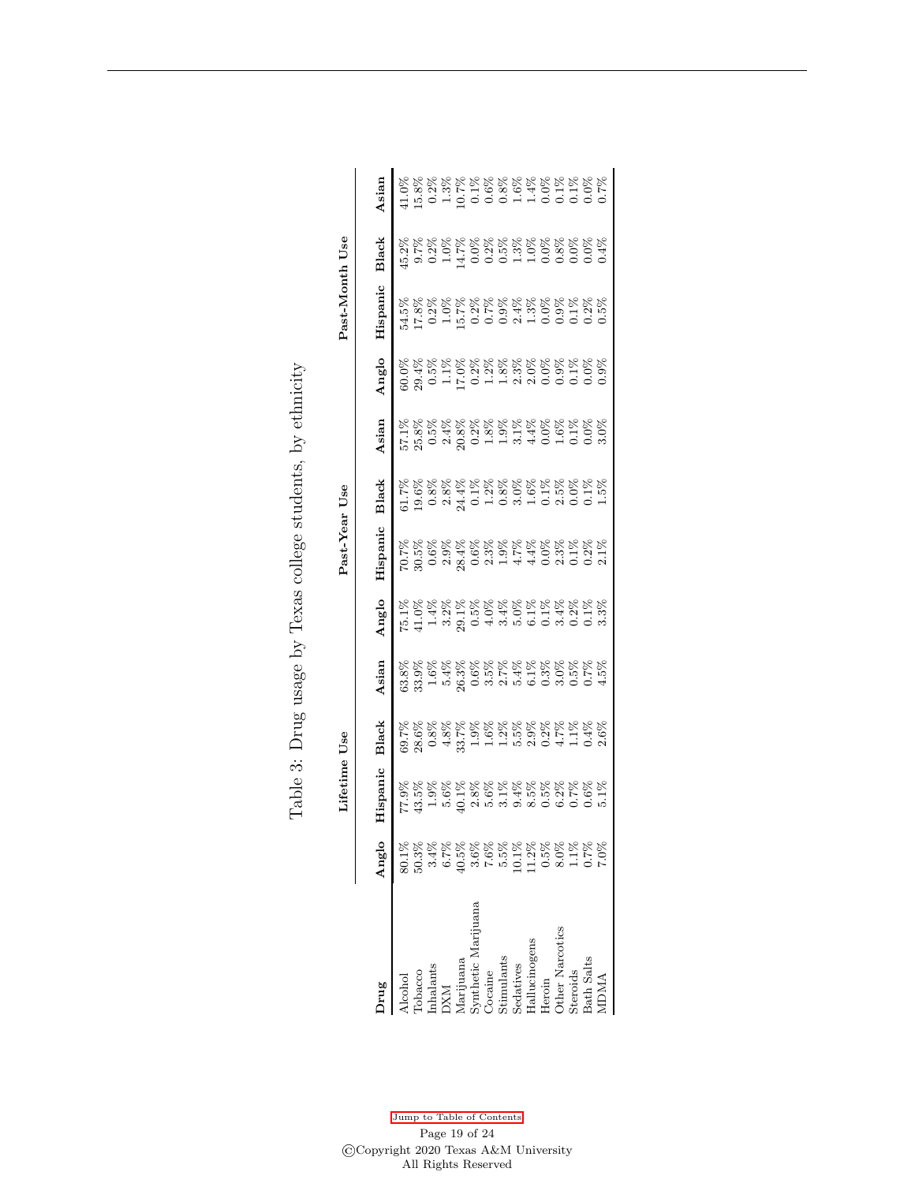Table 3: Drug usage by Texas college students, by ethnicity

| Drug | Lifetime Use | | | | Past-Year Use | | | | Past-Month Use | | | |
|---|---|---|---|---|---|---|---|---|---|---|---|---|
| | Anglo | Hispanic | Black | Asian | Anglo | Hispanic | Black | Asian | Anglo | Hispanic | Black | Asian |
| Alcohol | 80.1% | 77.9% | 69.7% | 63.8% | 75.1% | 70.7% | 61.7% | 57.1% | 60.0% | 54.5% | 45.2% | 41.0% |
| Tobacco | 50.3% | 43.5% | 28.6% | 33.9% | 41.0% | 30.5% | 19.6% | 25.8% | 29.4% | 17.8% | 9.7% | 15.8% |
| Inhalants | 3.4% | 1.9% | 0.8% | 1.6% | 1.4% | 0.6% | 0.8% | 0.5% | 0.5% | 0.2% | 0.2% | 0.2% |
| DXM | 6.7% | 5.6% | 4.8% | 5.4% | 3.2% | 2.9% | 2.8% | 2.4% | 1.1% | 1.0% | 1.0% | 1.3% |
| Marijuana | 40.5% | 40.1% | 33.7% | 26.3% | 29.1% | 28.4% | 24.4% | 20.8% | 17.0% | 15.7% | 14.7% | 10.7% |
| Synthetic Marijuana | 3.6% | 2.8% | 1.9% | 0.6% | 0.5% | 0.6% | 0.1% | 0.2% | 0.2% | 0.2% | 0.0% | 0.1% |
| Cocaine | 7.6% | 5.6% | 1.6% | 3.5% | 4.0% | 2.3% | 1.2% | 1.8% | 1.2% | 0.7% | 0.2% | 0.6% |
| Stimulants | 5.5% | 3.1% | 1.2% | 2.7% | 3.4% | 1.9% | 0.8% | 1.9% | 1.8% | 0.9% | 0.5% | 0.8% |
| Sedatives | 10.1% | 9.4% | 5.5% | 5.4% | 5.0% | 4.7% | 3.0% | 3.1% | 2.3% | 2.4% | 1.3% | 1.6% |
| Hallucinogens | 11.2% | 8.5% | 2.9% | 6.1% | 6.1% | 4.4% | 1.6% | 4.4% | 2.0% | 1.3% | 1.0% | 1.4% |
| Heroin | 0.5% | 0.5% | 0.2% | 0.3% | 0.1% | 0.0% | 0.1% | 0.0% | 0.0% | 0.0% | 0.0% | 0.0% |
| Other Narcotics | 8.0% | 6.2% | 4.7% | 3.0% | 3.4% | 2.3% | 2.5% | 1.6% | 0.9% | 0.9% | 0.8% | 0.1% |
| Steroids | 1.1% | 0.7% | 1.1% | 0.5% | 0.2% | 0.1% | 0.0% | 0.1% | 0.1% | 0.1% | 0.0% | 0.1% |
| Bath Salts | 0.7% | 0.6% | 0.4% | 0.7% | 0.1% | 0.2% | 0.1% | 0.0% | 0.0% | 0.2% | 0.0% | 0.0% |
| MDMA | 7.0% | 5.1% | 2.6% | 4.5% | 3.3% | 2.1% | 1.5% | 3.0% | 0.9% | 0.5% | 0.4% | 0.7% |

Jump to Table of Contents

©Copyright 2020 Texas A&M University
All Rights Reserved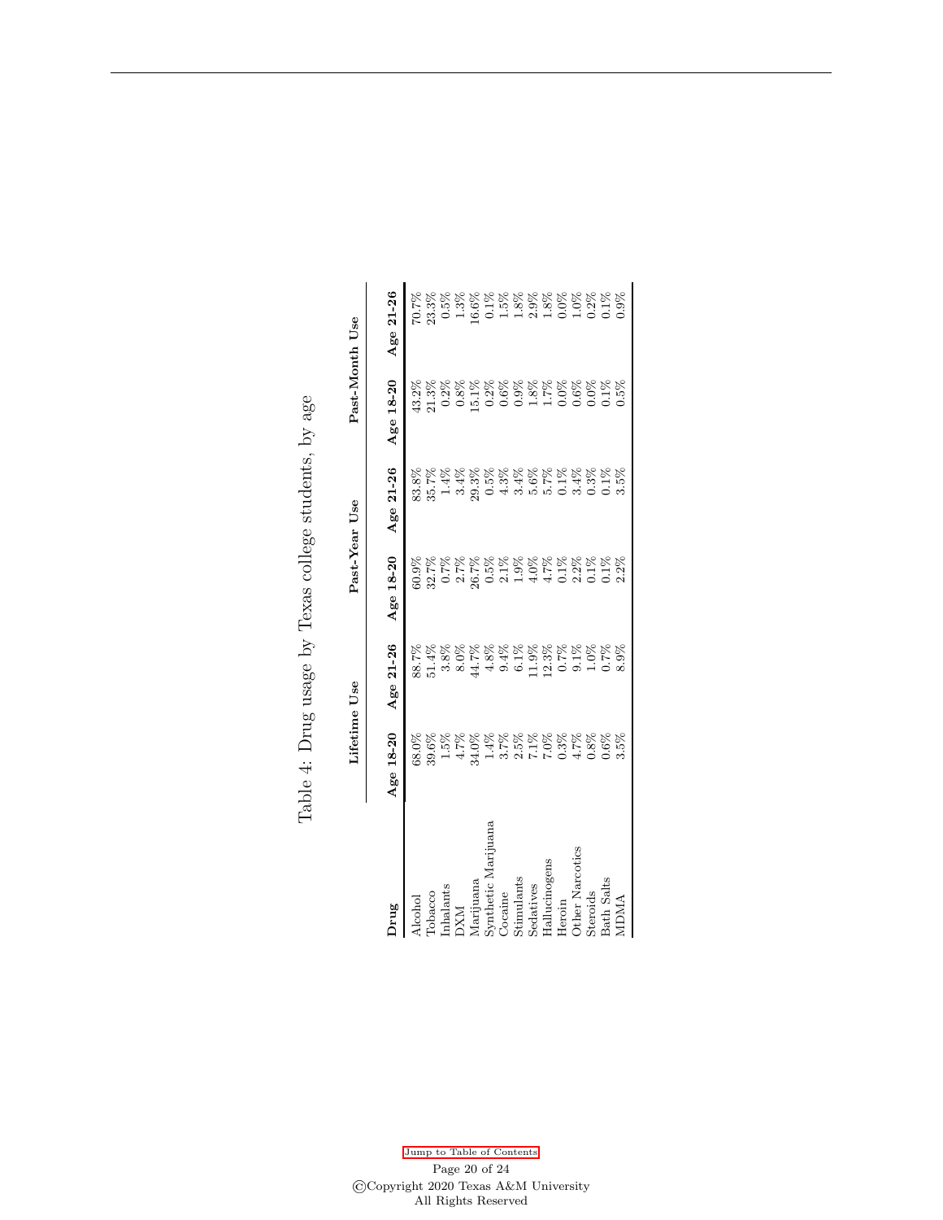Table 4: Drug usage by Texas college students, by age

| Drug | Lifetime Use | | Past-Year Use | | Past-Month Use | |
|---|---|---|---|---|---|---|
| | Age 18-20 | Age 21-26 | Age 18-20 | Age 21-26 | Age 18-20 | Age 21-26 |
| Alcohol | 68.0% | 88.7% | 60.9% | 83.8% | 43.2% | 70.7% |
| Tobacco | 39.6% | 51.4% | 32.7% | 35.7% | 21.3% | 23.3% |
| Inhalants | 1.5% | 3.8% | 0.7% | 1.4% | 0.2% | 0.5% |
| DXM | 4.7% | 8.0% | 2.7% | 3.4% | 0.8% | 1.3% |
| Marijuana | 34.0% | 44.7% | 26.7% | 29.3% | 15.1% | 16.6% |
| Synthetic Marijuana | 1.4% | 4.8% | 0.5% | 0.5% | 0.2% | 0.1% |
| Cocaine | 3.7% | 9.4% | 2.1% | 4.3% | 0.6% | 1.5% |
| Stimulants | 2.5% | 6.1% | 1.9% | 3.4% | 0.9% | 1.8% |
| Sedatives | 7.1% | 11.9% | 4.0% | 5.6% | 1.8% | 2.9% |
| Hallucinogens | 7.0% | 12.3% | 4.7% | 5.7% | 1.7% | 1.8% |
| Heroin | 0.3% | 0.7% | 0.1% | 0.1% | 0.0% | 0.0% |
| Other Narcotics | 4.7% | 9.1% | 2.2% | 3.4% | 0.6% | 1.0% |
| Steroids | 0.8% | 1.0% | 0.1% | 0.3% | 0.0% | 0.2% |
| Bath Salts | 0.6% | 0.7% | 0.1% | 0.1% | 0.1% | 0.1% |
| MDMA | 3.5% | 8.9% | 2.2% | 3.5% | 0.5% | 0.9% |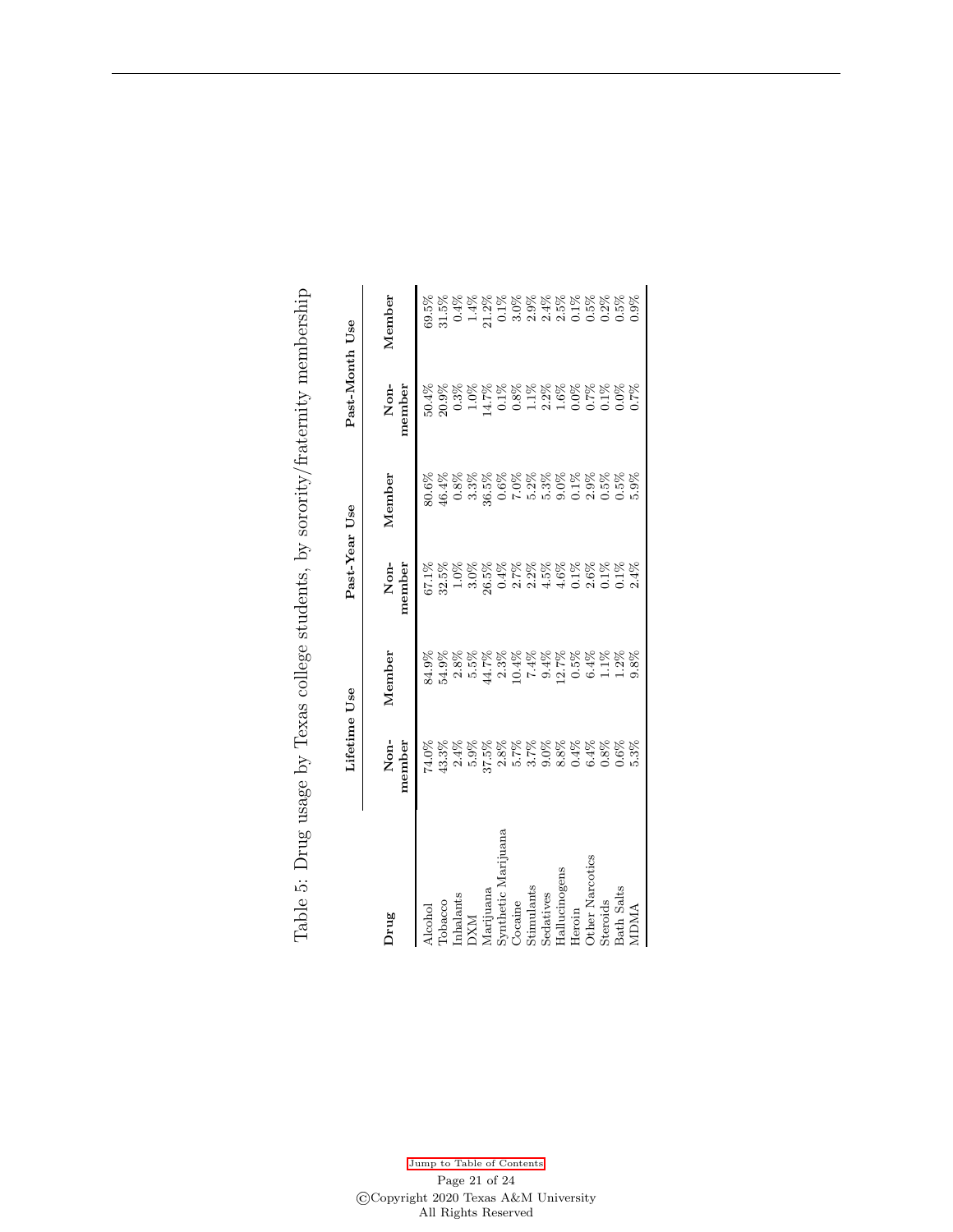Table 5: Drug usage by Texas college students, by sorority/fraternity membership

| Drug | Lifetime Use | | Past-Year Use | | Past-Month Use | |
|---|---|---|---|---|---|---|
| | Non-member | Member | Non-member | Member | Non-member | Member |
| Alcohol | 74.0% | 84.9% | 67.1% | 80.6% | 50.4% | 69.5% |
| Tobacco | 43.3% | 54.9% | 32.5% | 46.4% | 20.9% | 31.5% |
| Inhalants | 2.4% | 2.8% | 1.0% | 0.8% | 0.3% | 0.4% |
| DXM | 5.9% | 5.5% | 3.0% | 3.3% | 1.0% | 1.4% |
| Marijuana | 37.5% | 44.7% | 26.5% | 36.5% | 14.7% | 21.2% |
| Synthetic Marijuana | 2.8% | 2.3% | 0.4% | 0.6% | 0.1% | 0.1% |
| Cocaine | 5.7% | 10.4% | 2.7% | 7.0% | 0.8% | 3.0% |
| Stimulants | 3.7% | 7.4% | 2.2% | 5.2% | 1.1% | 2.9% |
| Sedatives | 9.0% | 9.4% | 4.5% | 5.3% | 2.2% | 2.4% |
| Hallucinogens | 8.8% | 12.7% | 4.6% | 9.0% | 1.6% | 2.5% |
| Heroin | 0.4% | 0.5% | 0.1% | 0.1% | 0.0% | 0.1% |
| Other Narcotics | 6.4% | 6.4% | 2.6% | 2.9% | 0.7% | 0.5% |
| Steroids | 0.8% | 1.1% | 0.1% | 0.5% | 0.1% | 0.2% |
| Bath Salts | 0.6% | 1.2% | 0.1% | 0.5% | 0.0% | 0.5% |
| MDMA | 5.3% | 9.8% | 2.4% | 5.9% | 0.7% | 0.9% |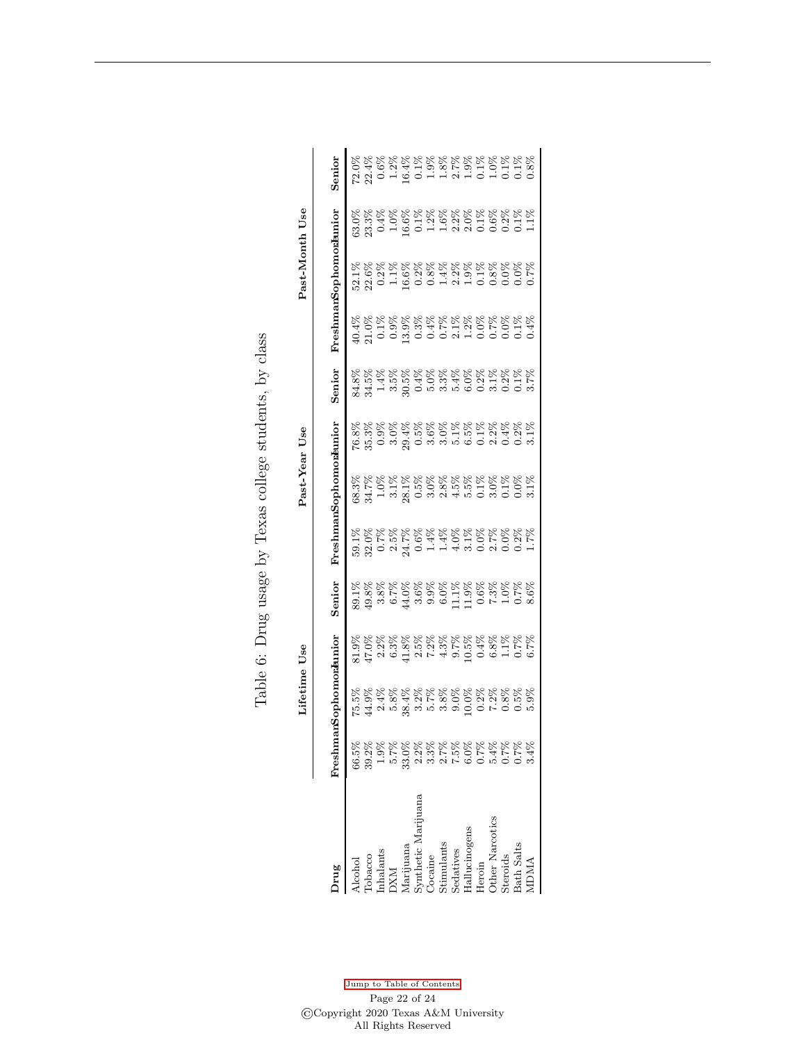Table 6: Drug usage by Texas college students, by class

| Drug | Lifetime Use | | | | Past-Year Use | | | | Past-Month Use | | | |
|---|---|---|---|---|---|---|---|---|---|---|---|---|
| | Freshman | Sophomore | Junior | Senior | Freshman | Sophomore | Junior | Senior | Freshman | Sophomore | Junior | Senior |
| Alcohol | 66.5% | 75.5% | 81.9% | 89.1% | 59.1% | 68.3% | 76.8% | 84.8% | 40.4% | 52.1% | 63.0% | 72.0% |
| Tobacco | 39.2% | 44.9% | 47.0% | 49.8% | 32.0% | 34.7% | 35.3% | 34.5% | 21.0% | 22.6% | 23.3% | 22.4% |
| Inhalants | 1.9% | 2.4% | 2.2% | 3.8% | 0.7% | 1.0% | 0.9% | 1.4% | 0.1% | 0.2% | 0.4% | 0.6% |
| DXM | 5.7% | 5.8% | 6.3% | 6.7% | 2.5% | 3.1% | 3.0% | 3.5% | 0.9% | 1.1% | 1.0% | 1.2% |
| Marijuana | 33.0% | 38.4% | 41.8% | 44.0% | 24.7% | 28.1% | 29.4% | 30.5% | 13.9% | 16.6% | 16.6% | 16.4% |
| Synthetic Marijuana | 2.2% | 3.2% | 2.5% | 3.6% | 0.6% | 0.5% | 0.5% | 0.4% | 0.3% | 0.2% | 0.1% | 0.1% |
| Cocaine | 3.3% | 5.7% | 7.2% | 9.9% | 1.4% | 3.0% | 3.6% | 5.0% | 0.4% | 0.8% | 1.2% | 1.9% |
| Stimulants | 2.7% | 3.8% | 4.3% | 6.0% | 1.4% | 2.8% | 3.0% | 3.3% | 0.7% | 1.4% | 1.6% | 1.8% |
| Sedatives | 7.5% | 9.0% | 9.7% | 11.1% | 4.0% | 4.5% | 5.1% | 5.4% | 2.1% | 2.2% | 2.2% | 2.7% |
| Hallucinogens | 6.0% | 10.0% | 10.5% | 11.9% | 3.1% | 5.5% | 6.5% | 6.0% | 1.2% | 1.9% | 2.0% | 1.9% |
| Heroin | 0.7% | 0.2% | 0.4% | 0.6% | 0.0% | 0.1% | 0.1% | 0.2% | 0.0% | 0.1% | 0.1% | 0.1% |
| Other Narcotics | 5.4% | 7.2% | 6.8% | 7.3% | 2.7% | 3.0% | 2.2% | 3.1% | 0.7% | 0.8% | 0.6% | 1.0% |
| Steroids | 0.7% | 0.8% | 1.1% | 1.0% | 0.0% | 0.1% | 0.4% | 0.2% | 0.0% | 0.0% | 0.2% | 0.1% |
| Bath Salts | 0.7% | 0.5% | 0.7% | 0.7% | 0.2% | 0.0% | 0.2% | 0.1% | 0.1% | 0.0% | 0.1% | 0.1% |
| MDMA | 3.4% | 5.9% | 6.7% | 8.6% | 1.7% | 3.1% | 3.1% | 3.7% | 0.4% | 0.7% | 1.1% | 0.8% |

Jump to Table of Contents

©Copyright 2020 Texas A&M University
All Rights Reserved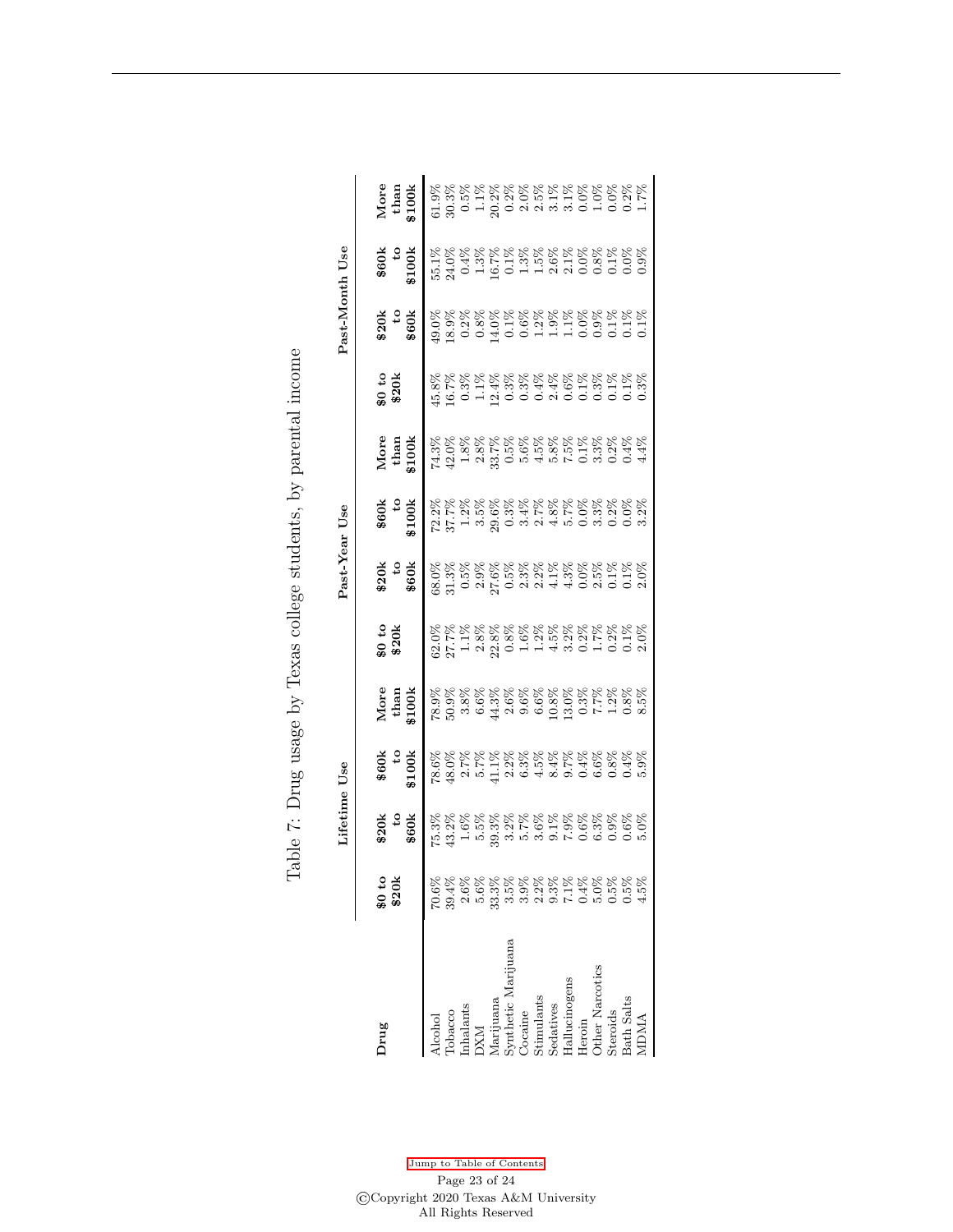Table 7: Drug usage by Texas college students, by parental income

| Drug | Lifetime Use | | | | Past-Year Use | | | | Past-Month Use | | | |
|---|---|---|---|---|---|---|---|---|---|---|---|---|
| | $0 to $20k | $20k to $60k | $60k to $100k | More than $100k | $0 to $20k | $20k to $60k | $60k to $100k | More than $100k | $0 to $20k | $20k to $60k | $60k to $100k | More than $100k |
| Alcohol | 70.6% | 75.3% | 78.6% | 78.9% | 62.0% | 68.0% | 72.2% | 74.3% | 45.8% | 49.0% | 55.1% | 61.9% |
| Tobacco | 39.4% | 43.2% | 48.0% | 50.9% | 27.7% | 31.3% | 37.7% | 42.0% | 16.7% | 18.9% | 24.0% | 30.3% |
| Inhalants | 2.6% | 1.6% | 2.7% | 3.8% | 1.1% | 0.5% | 1.2% | 1.8% | 0.3% | 0.2% | 0.4% | 0.5% |
| DXM | 5.6% | 5.5% | 5.7% | 6.6% | 2.8% | 2.9% | 3.5% | 2.8% | 1.1% | 0.8% | 1.3% | 1.1% |
| Marijuana | 33.3% | 39.3% | 41.1% | 44.3% | 22.8% | 27.6% | 29.6% | 33.7% | 12.4% | 14.0% | 16.7% | 20.2% |
| Synthetic Marijuana | 3.5% | 3.2% | 2.2% | 2.6% | 0.8% | 0.5% | 0.3% | 0.5% | 0.3% | 0.1% | 0.1% | 0.2% |
| Cocaine | 3.9% | 5.7% | 6.3% | 9.6% | 1.6% | 2.3% | 3.4% | 5.6% | 0.3% | 0.6% | 1.3% | 2.0% |
| Stimulants | 2.2% | 3.6% | 4.5% | 6.6% | 1.2% | 2.2% | 2.7% | 4.5% | 0.4% | 1.2% | 1.5% | 2.5% |
| Sedatives | 9.3% | 9.1% | 8.4% | 10.8% | 4.5% | 4.1% | 4.8% | 5.8% | 2.4% | 1.9% | 2.6% | 3.1% |
| Hallucinogens | 7.1% | 7.9% | 9.7% | 13.0% | 3.2% | 4.3% | 5.7% | 7.5% | 0.6% | 1.1% | 2.1% | 3.1% |
| Heroin | 0.4% | 0.6% | 0.4% | 0.3% | 0.2% | 0.0% | 0.0% | 0.1% | 0.1% | 0.0% | 0.0% | 0.0% |
| Other Narcotics | 5.0% | 6.3% | 6.6% | 7.7% | 1.7% | 2.5% | 3.3% | 3.3% | 0.3% | 0.9% | 0.8% | 1.0% |
| Steroids | 0.5% | 0.9% | 0.8% | 1.2% | 0.2% | 0.1% | 0.2% | 0.2% | 0.1% | 0.1% | 0.1% | 0.0% |
| Bath Salts | 0.5% | 0.6% | 0.4% | 0.8% | 0.1% | 0.1% | 0.0% | 0.4% | 0.1% | 0.1% | 0.0% | 0.2% |
| MDMA | 4.5% | 5.0% | 5.9% | 8.5% | 2.0% | 2.0% | 3.2% | 4.4% | 0.3% | 0.1% | 0.9% | 1.7% |

Jump to Table of Contents

©Copyright 2020 Texas A&M University
All Rights Reserved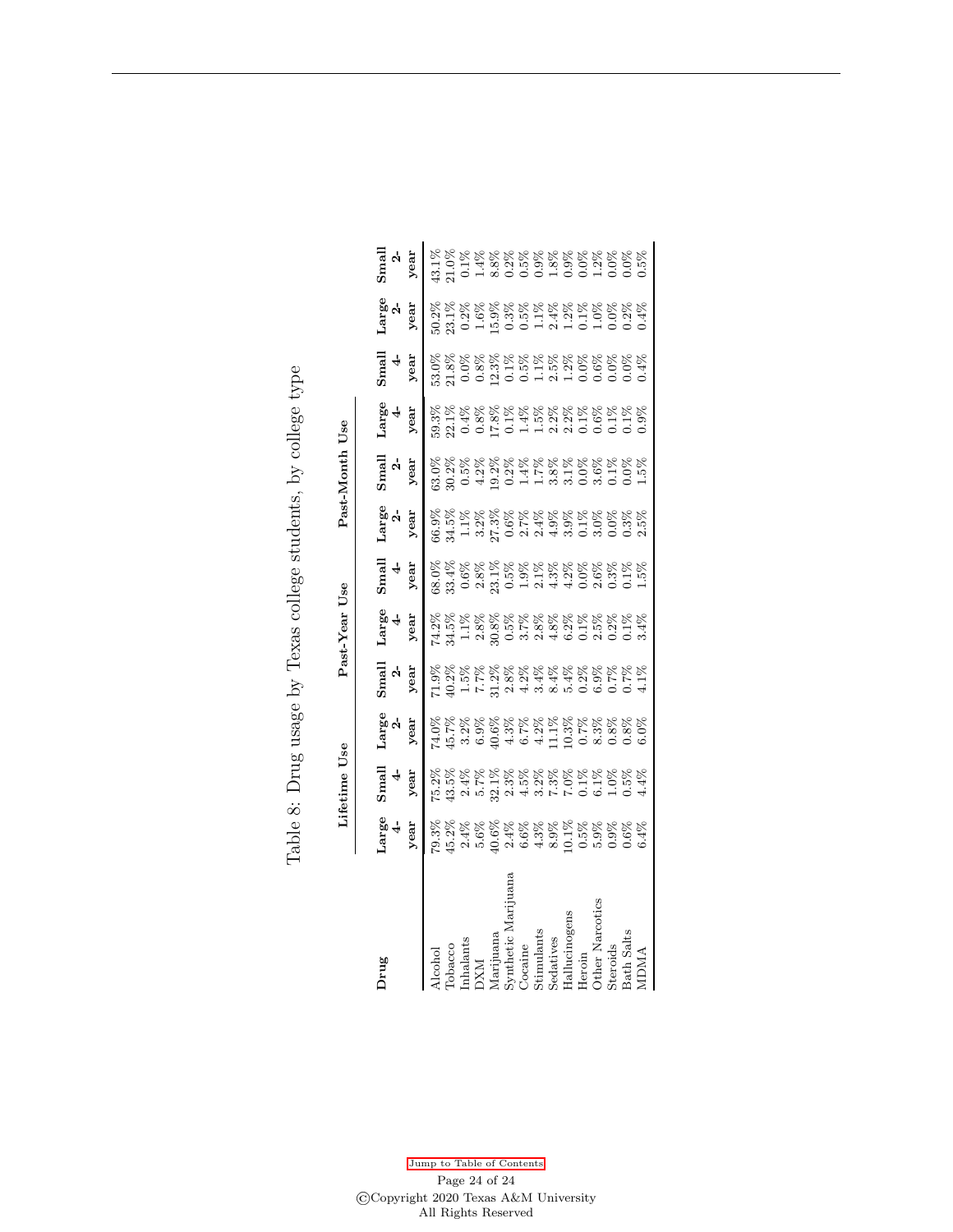Table 8: Drug usage by Texas college students, by college type

| Drug | Lifetime Use | | | | Past-Year Use | | | | Past-Month Use | | | |
|---|---|---|---|---|---|---|---|---|---|---|---|---|
| | Large 4-year | Small 4-year | Large 2-year | Small 2-year | Large 4-year | Small 4-year | Large 2-year | Small 2-year | Large 4-year | Small 4-year | Large 2-year | Small 2-year |
| Alcohol | 79.3% | 75.2% | 74.0% | 71.9% | 74.2% | 68.0% | 66.9% | 63.0% | 59.3% | 53.0% | 50.2% | 43.1% |
| Tobacco | 45.2% | 43.5% | 45.7% | 40.2% | 34.5% | 33.4% | 34.5% | 30.2% | 22.1% | 21.8% | 23.1% | 21.0% |
| Inhalants | 2.4% | 2.4% | 3.2% | 1.5% | 1.1% | 0.6% | 1.1% | 0.5% | 0.4% | 0.0% | 0.2% | 0.1% |
| DXM | 5.6% | 5.7% | 6.9% | 7.7% | 2.8% | 2.8% | 3.2% | 4.2% | 0.8% | 0.8% | 1.6% | 1.4% |
| Marijuana | 40.6% | 32.1% | 40.6% | 31.2% | 30.8% | 23.1% | 27.3% | 19.2% | 17.8% | 12.3% | 15.9% | 8.8% |
| Synthetic Marijuana | 2.4% | 2.3% | 4.3% | 2.8% | 0.5% | 0.5% | 0.6% | 0.2% | 0.1% | 0.1% | 0.3% | 0.2% |
| Cocaine | 6.6% | 4.5% | 6.7% | 4.2% | 3.7% | 1.9% | 2.7% | 1.4% | 1.4% | 0.5% | 0.5% | 0.5% |
| Stimulants | 4.3% | 3.2% | 4.2% | 3.4% | 2.8% | 2.1% | 2.4% | 1.7% | 1.5% | 1.1% | 1.1% | 0.9% |
| Sedatives | 8.9% | 7.3% | 11.1% | 8.4% | 4.8% | 4.3% | 4.9% | 3.8% | 2.2% | 2.5% | 2.4% | 1.8% |
| Hallucinogens | 10.1% | 7.0% | 10.3% | 5.4% | 6.2% | 4.2% | 3.9% | 3.1% | 2.2% | 1.2% | 1.2% | 0.9% |
| Heroin | 0.5% | 0.1% | 0.7% | 0.2% | 0.1% | 0.0% | 0.1% | 0.0% | 0.1% | 0.0% | 0.1% | 0.0% |
| Other Narcotics | 5.9% | 6.1% | 8.3% | 6.9% | 2.5% | 2.6% | 3.0% | 3.6% | 0.6% | 0.6% | 1.0% | 1.2% |
| Steroids | 0.9% | 1.0% | 0.8% | 0.7% | 0.2% | 0.3% | 0.0% | 0.1% | 0.1% | 0.0% | 0.0% | 0.0% |
| Bath Salts | 0.6% | 0.5% | 0.8% | 0.7% | 0.1% | 0.1% | 0.3% | 0.0% | 0.1% | 0.0% | 0.2% | 0.0% |
| MDMA | 6.4% | 4.4% | 6.0% | 4.1% | 3.4% | 1.5% | 2.5% | 1.5% | 0.9% | 0.4% | 0.4% | 0.5% |

Jump to Table of Contents

©Copyright 2020 Texas A&M University
All Rights Reserved